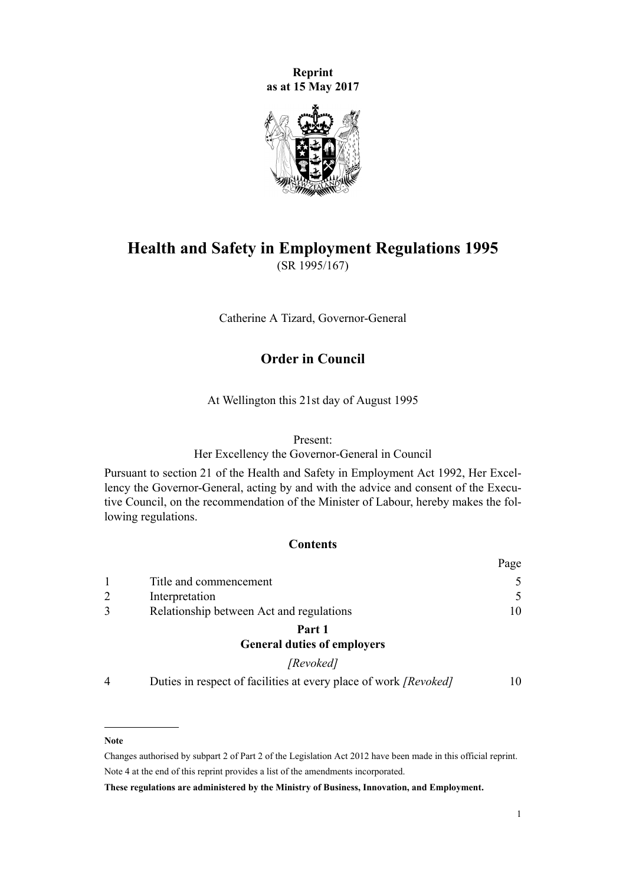**Reprint**
**as at 15 May 2017**

# Health and Safety in Employment Regulations 1995

(SR 1995/167)

Catherine A Tizard, Governor-General

## Order in Council

At Wellington this 21st day of August 1995

Present:
Her Excellency the Governor-General in Council

Pursuant to section 21 of the Health and Safety in Employment Act 1992, Her Excellency the Governor-General, acting by and with the advice and consent of the Executive Council, on the recommendation of the Minister of Labour, hereby makes the following regulations.

### Contents

| | | Page |
|---|---|---|
| 1 | Title and commencement | 5 |
| 2 | Interpretation | 5 |
| 3 | Relationship between Act and regulations | 10 |
| | **Part 1** **General duties of employers** | |
| | *[Revoked]* | |
| 4 | Duties in respect of facilities at every place of work *[Revoked]* | 10 |

---

**Note**

Changes authorised by subpart 2 of Part 2 of the Legislation Act 2012 have been made in this official reprint.
Note 4 at the end of this reprint provides a list of the amendments incorporated.

**These regulations are administered by the Ministry of Business, Innovation, and Employment.**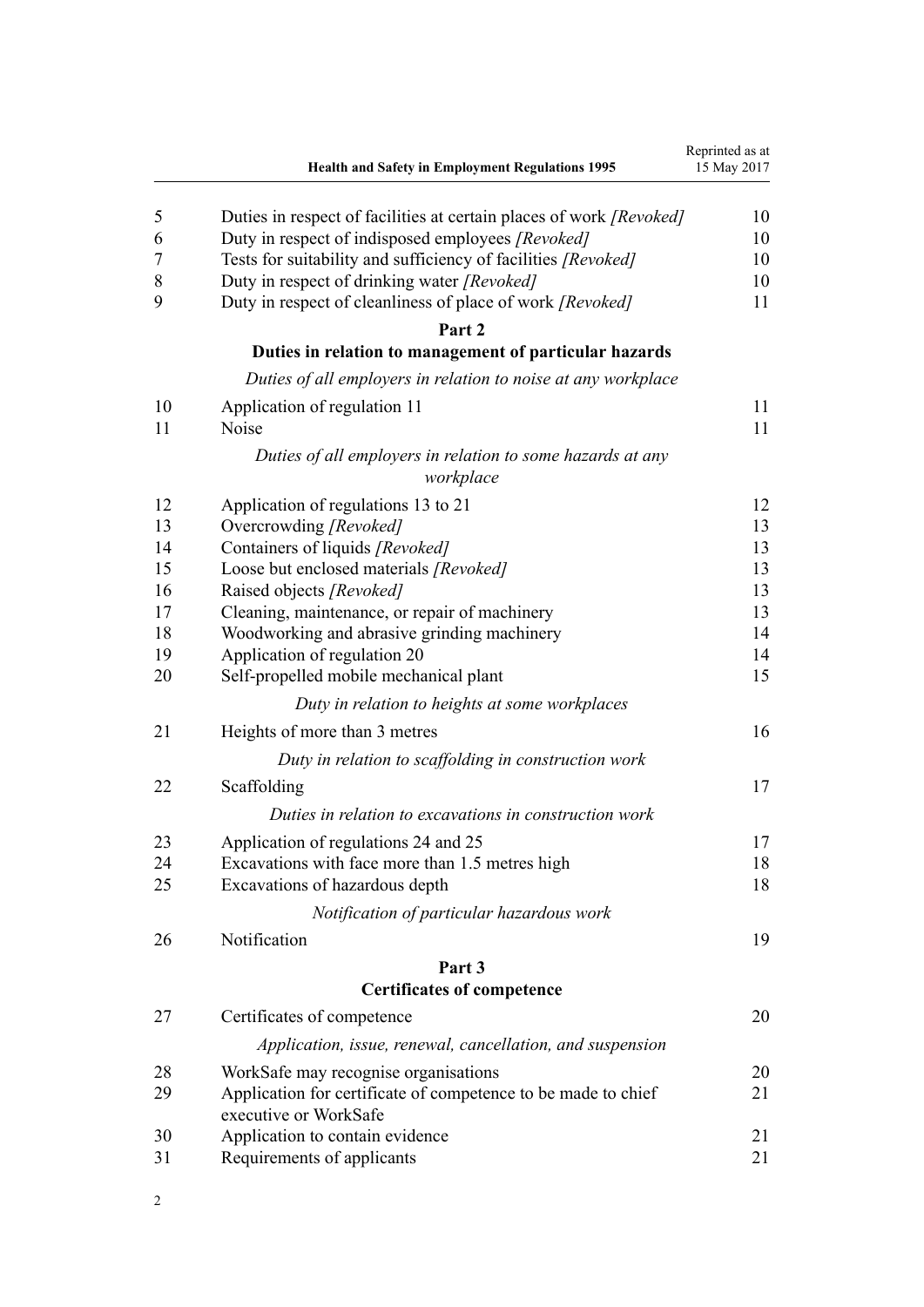| | | |
|---|---|---|
| 5 | Duties in respect of facilities at certain places of work *[Revoked]* | 10 |
| 6 | Duty in respect of indisposed employees *[Revoked]* | 10 |
| 7 | Tests for suitability and sufficiency of facilities *[Revoked]* | 10 |
| 8 | Duty in respect of drinking water *[Revoked]* | 10 |
| 9 | Duty in respect of cleanliness of place of work *[Revoked]* | 11 |

## Part 2
## Duties in relation to management of particular hazards

*Duties of all employers in relation to noise at any workplace*

| | | |
|---|---|---|
| 10 | Application of regulation 11 | 11 |
| 11 | Noise | 11 |

*Duties of all employers in relation to some hazards at any workplace*

| | | |
|---|---|---|
| 12 | Application of regulations 13 to 21 | 12 |
| 13 | Overcrowding *[Revoked]* | 13 |
| 14 | Containers of liquids *[Revoked]* | 13 |
| 15 | Loose but enclosed materials *[Revoked]* | 13 |
| 16 | Raised objects *[Revoked]* | 13 |
| 17 | Cleaning, maintenance, or repair of machinery | 13 |
| 18 | Woodworking and abrasive grinding machinery | 14 |
| 19 | Application of regulation 20 | 14 |
| 20 | Self-propelled mobile mechanical plant | 15 |

*Duty in relation to heights at some workplaces*

| | | |
|---|---|---|
| 21 | Heights of more than 3 metres | 16 |

*Duty in relation to scaffolding in construction work*

| | | |
|---|---|---|
| 22 | Scaffolding | 17 |

*Duties in relation to excavations in construction work*

| | | |
|---|---|---|
| 23 | Application of regulations 24 and 25 | 17 |
| 24 | Excavations with face more than 1.5 metres high | 18 |
| 25 | Excavations of hazardous depth | 18 |

*Notification of particular hazardous work*

| | | |
|---|---|---|
| 26 | Notification | 19 |

## Part 3
## Certificates of competence

| | | |
|---|---|---|
| 27 | Certificates of competence | 20 |

*Application, issue, renewal, cancellation, and suspension*

| | | |
|---|---|---|
| 28 | WorkSafe may recognise organisations | 20 |
| 29 | Application for certificate of competence to be made to chief executive or WorkSafe | 21 |
| 30 | Application to contain evidence | 21 |
| 31 | Requirements of applicants | 21 |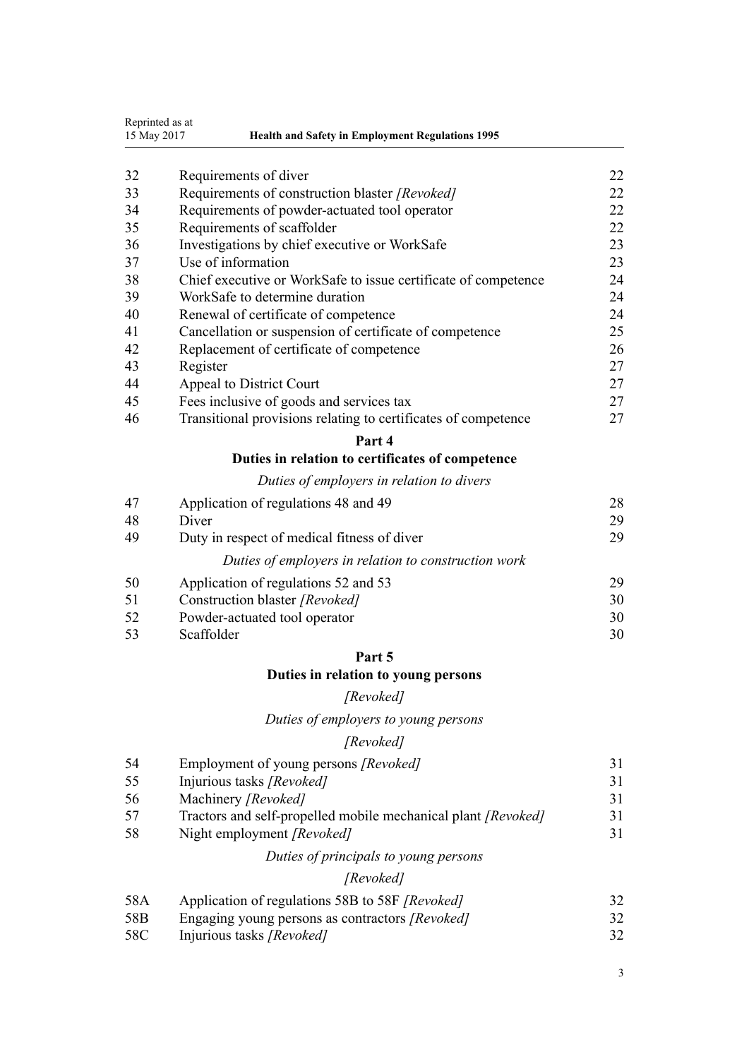| | | |
|---|---|---|
| 32 | Requirements of diver | 22 |
| 33 | Requirements of construction blaster *[Revoked]* | 22 |
| 34 | Requirements of powder-actuated tool operator | 22 |
| 35 | Requirements of scaffolder | 22 |
| 36 | Investigations by chief executive or WorkSafe | 23 |
| 37 | Use of information | 23 |
| 38 | Chief executive or WorkSafe to issue certificate of competence | 24 |
| 39 | WorkSafe to determine duration | 24 |
| 40 | Renewal of certificate of competence | 24 |
| 41 | Cancellation or suspension of certificate of competence | 25 |
| 42 | Replacement of certificate of competence | 26 |
| 43 | Register | 27 |
| 44 | Appeal to District Court | 27 |
| 45 | Fees inclusive of goods and services tax | 27 |
| 46 | Transitional provisions relating to certificates of competence | 27 |

**Part 4**
**Duties in relation to certificates of competence**

*Duties of employers in relation to divers*

| | | |
|---|---|---|
| 47 | Application of regulations 48 and 49 | 28 |
| 48 | Diver | 29 |
| 49 | Duty in respect of medical fitness of diver | 29 |

*Duties of employers in relation to construction work*

| | | |
|---|---|---|
| 50 | Application of regulations 52 and 53 | 29 |
| 51 | Construction blaster *[Revoked]* | 30 |
| 52 | Powder-actuated tool operator | 30 |
| 53 | Scaffolder | 30 |

**Part 5**
**Duties in relation to young persons**

*[Revoked]*

*Duties of employers to young persons*

*[Revoked]*

| | | |
|---|---|---|
| 54 | Employment of young persons *[Revoked]* | 31 |
| 55 | Injurious tasks *[Revoked]* | 31 |
| 56 | Machinery *[Revoked]* | 31 |
| 57 | Tractors and self-propelled mobile mechanical plant *[Revoked]* | 31 |
| 58 | Night employment *[Revoked]* | 31 |

*Duties of principals to young persons*

*[Revoked]*

| | | |
|---|---|---|
| 58A | Application of regulations 58B to 58F *[Revoked]* | 32 |
| 58B | Engaging young persons as contractors *[Revoked]* | 32 |
| 58C | Injurious tasks *[Revoked]* | 32 |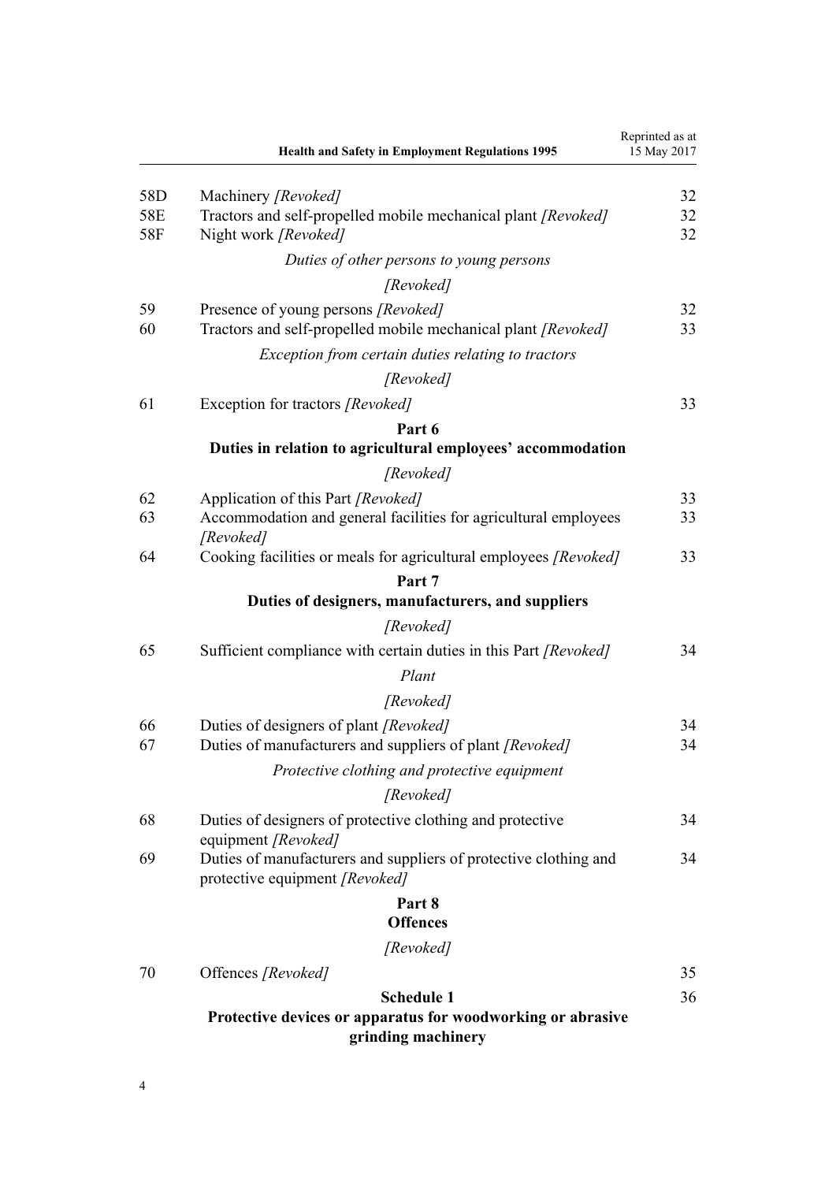| | | |
|---|---|---|
| 58D | Machinery *[Revoked]* | 32 |
| 58E | Tractors and self-propelled mobile mechanical plant *[Revoked]* | 32 |
| 58F | Night work *[Revoked]* | 32 |

*Duties of other persons to young persons*

*[Revoked]*

| | | |
|---|---|---|
| 59 | Presence of young persons *[Revoked]* | 32 |
| 60 | Tractors and self-propelled mobile mechanical plant *[Revoked]* | 33 |

*Exception from certain duties relating to tractors*

*[Revoked]*

| | | |
|---|---|---|
| 61 | Exception for tractors *[Revoked]* | 33 |

**Part 6**
**Duties in relation to agricultural employees' accommodation**

*[Revoked]*

| | | |
|---|---|---|
| 62 | Application of this Part *[Revoked]* | 33 |
| 63 | Accommodation and general facilities for agricultural employees *[Revoked]* | 33 |
| 64 | Cooking facilities or meals for agricultural employees *[Revoked]* | 33 |

**Part 7**
**Duties of designers, manufacturers, and suppliers**

*[Revoked]*

| | | |
|---|---|---|
| 65 | Sufficient compliance with certain duties in this Part *[Revoked]* | 34 |

*Plant*

*[Revoked]*

| | | |
|---|---|---|
| 66 | Duties of designers of plant *[Revoked]* | 34 |
| 67 | Duties of manufacturers and suppliers of plant *[Revoked]* | 34 |

*Protective clothing and protective equipment*

*[Revoked]*

| | | |
|---|---|---|
| 68 | Duties of designers of protective clothing and protective equipment *[Revoked]* | 34 |
| 69 | Duties of manufacturers and suppliers of protective clothing and protective equipment *[Revoked]* | 34 |

**Part 8**
**Offences**

*[Revoked]*

| | | |
|---|---|---|
| 70 | Offences *[Revoked]* | 35 |

**Schedule 1** — 36
**Protective devices or apparatus for woodworking or abrasive grinding machinery**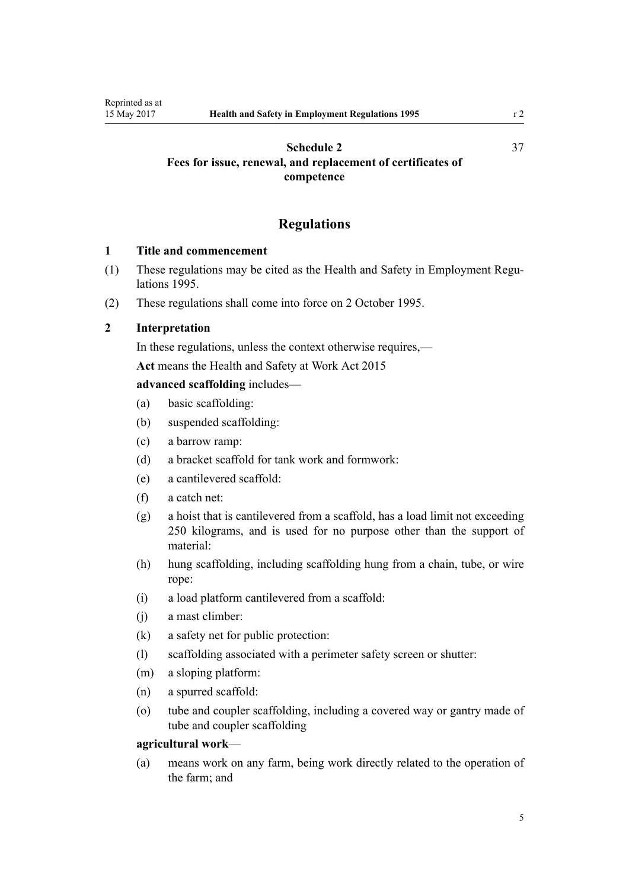Schedule 2
Fees for issue, renewal, and replacement of certificates of competence

37

## Regulations

### 1 Title and commencement

(1) These regulations may be cited as the Health and Safety in Employment Regulations 1995.

(2) These regulations shall come into force on 2 October 1995.

### 2 Interpretation

In these regulations, unless the context otherwise requires,—

**Act** means the Health and Safety at Work Act 2015

**advanced scaffolding** includes—

(a) basic scaffolding:

(b) suspended scaffolding:

(c) a barrow ramp:

(d) a bracket scaffold for tank work and formwork:

(e) a cantilevered scaffold:

(f) a catch net:

(g) a hoist that is cantilevered from a scaffold, has a load limit not exceeding 250 kilograms, and is used for no purpose other than the support of material:

(h) hung scaffolding, including scaffolding hung from a chain, tube, or wire rope:

(i) a load platform cantilevered from a scaffold:

(j) a mast climber:

(k) a safety net for public protection:

(l) scaffolding associated with a perimeter safety screen or shutter:

(m) a sloping platform:

(n) a spurred scaffold:

(o) tube and coupler scaffolding, including a covered way or gantry made of tube and coupler scaffolding

**agricultural work**—

(a) means work on any farm, being work directly related to the operation of the farm; and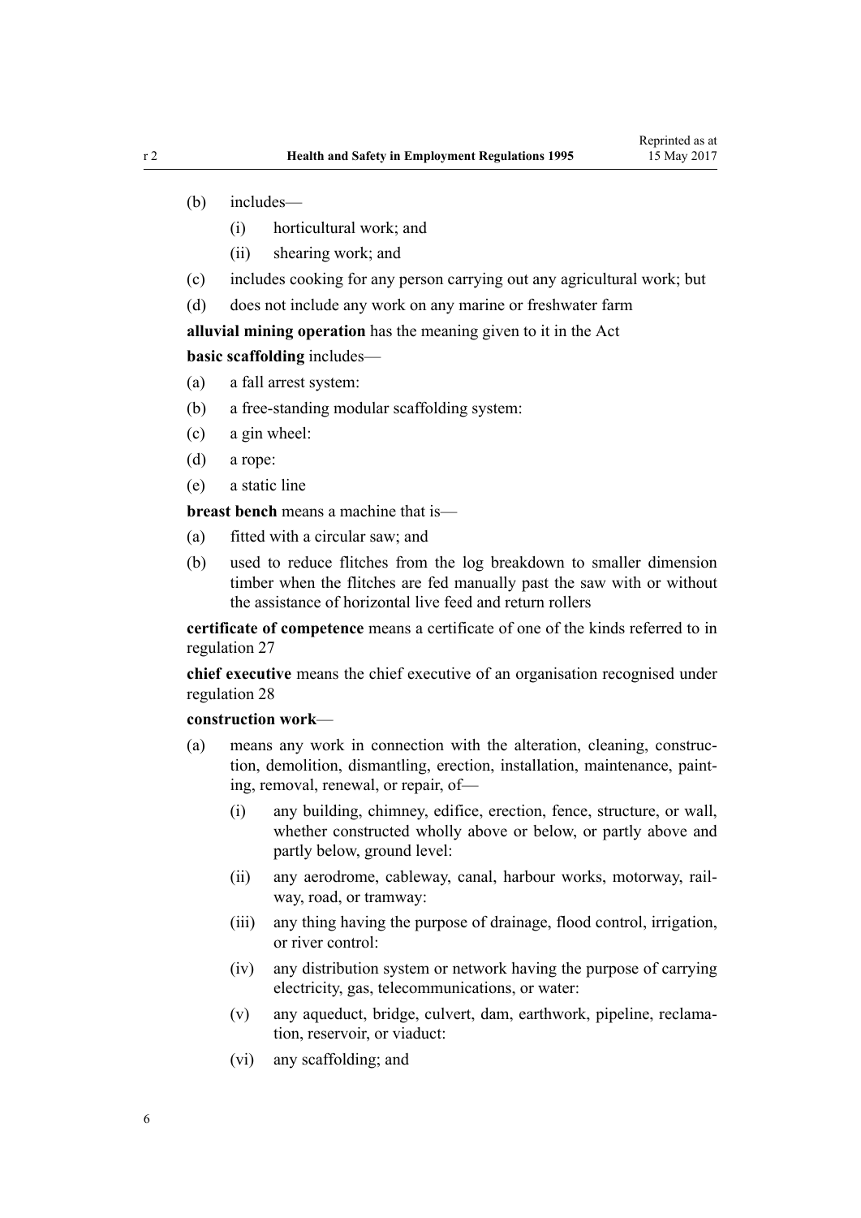(b) includes—

  (i) horticultural work; and

  (ii) shearing work; and

(c) includes cooking for any person carrying out any agricultural work; but

(d) does not include any work on any marine or freshwater farm

**alluvial mining operation** has the meaning given to it in the Act

**basic scaffolding** includes—

(a) a fall arrest system:

(b) a free-standing modular scaffolding system:

(c) a gin wheel:

(d) a rope:

(e) a static line

**breast bench** means a machine that is—

(a) fitted with a circular saw; and

(b) used to reduce flitches from the log breakdown to smaller dimension timber when the flitches are fed manually past the saw with or without the assistance of horizontal live feed and return rollers

**certificate of competence** means a certificate of one of the kinds referred to in regulation 27

**chief executive** means the chief executive of an organisation recognised under regulation 28

**construction work**—

(a) means any work in connection with the alteration, cleaning, construction, demolition, dismantling, erection, installation, maintenance, painting, removal, renewal, or repair, of—

  (i) any building, chimney, edifice, erection, fence, structure, or wall, whether constructed wholly above or below, or partly above and partly below, ground level:

  (ii) any aerodrome, cableway, canal, harbour works, motorway, railway, road, or tramway:

  (iii) any thing having the purpose of drainage, flood control, irrigation, or river control:

  (iv) any distribution system or network having the purpose of carrying electricity, gas, telecommunications, or water:

  (v) any aqueduct, bridge, culvert, dam, earthwork, pipeline, reclamation, reservoir, or viaduct:

  (vi) any scaffolding; and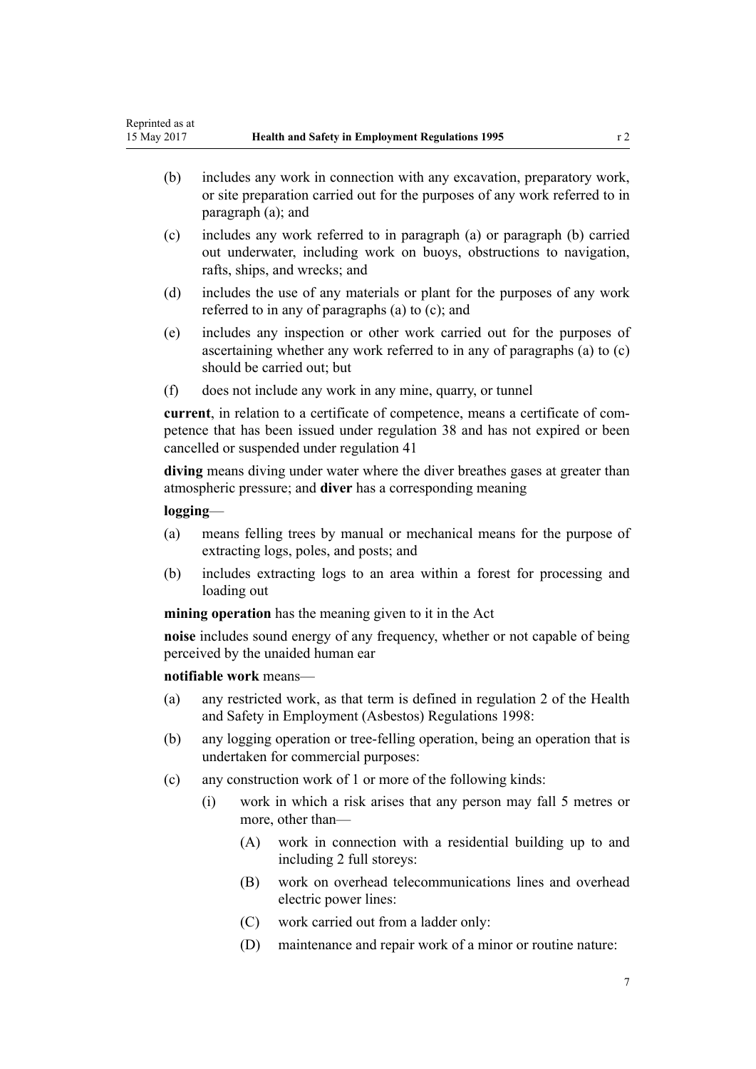(b) includes any work in connection with any excavation, preparatory work, or site preparation carried out for the purposes of any work referred to in paragraph (a); and

(c) includes any work referred to in paragraph (a) or paragraph (b) carried out underwater, including work on buoys, obstructions to navigation, rafts, ships, and wrecks; and

(d) includes the use of any materials or plant for the purposes of any work referred to in any of paragraphs (a) to (c); and

(e) includes any inspection or other work carried out for the purposes of ascertaining whether any work referred to in any of paragraphs (a) to (c) should be carried out; but

(f) does not include any work in any mine, quarry, or tunnel

**current**, in relation to a certificate of competence, means a certificate of competence that has been issued under regulation 38 and has not expired or been cancelled or suspended under regulation 41

**diving** means diving under water where the diver breathes gases at greater than atmospheric pressure; and **diver** has a corresponding meaning

**logging**—

(a) means felling trees by manual or mechanical means for the purpose of extracting logs, poles, and posts; and

(b) includes extracting logs to an area within a forest for processing and loading out

**mining operation** has the meaning given to it in the Act

**noise** includes sound energy of any frequency, whether or not capable of being perceived by the unaided human ear

**notifiable work** means—

(a) any restricted work, as that term is defined in regulation 2 of the Health and Safety in Employment (Asbestos) Regulations 1998:

(b) any logging operation or tree-felling operation, being an operation that is undertaken for commercial purposes:

(c) any construction work of 1 or more of the following kinds:

  (i) work in which a risk arises that any person may fall 5 metres or more, other than—

    (A) work in connection with a residential building up to and including 2 full storeys:

    (B) work on overhead telecommunications lines and overhead electric power lines:

    (C) work carried out from a ladder only:

    (D) maintenance and repair work of a minor or routine nature: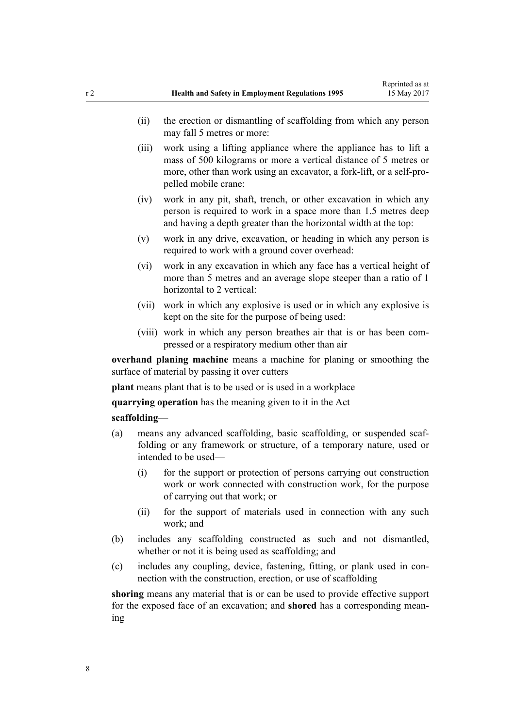(ii) the erection or dismantling of scaffolding from which any person may fall 5 metres or more:

(iii) work using a lifting appliance where the appliance has to lift a mass of 500 kilograms or more a vertical distance of 5 metres or more, other than work using an excavator, a fork-lift, or a self-propelled mobile crane:

(iv) work in any pit, shaft, trench, or other excavation in which any person is required to work in a space more than 1.5 metres deep and having a depth greater than the horizontal width at the top:

(v) work in any drive, excavation, or heading in which any person is required to work with a ground cover overhead:

(vi) work in any excavation in which any face has a vertical height of more than 5 metres and an average slope steeper than a ratio of 1 horizontal to 2 vertical:

(vii) work in which any explosive is used or in which any explosive is kept on the site for the purpose of being used:

(viii) work in which any person breathes air that is or has been compressed or a respiratory medium other than air

**overhand planing machine** means a machine for planing or smoothing the surface of material by passing it over cutters

**plant** means plant that is to be used or is used in a workplace

**quarrying operation** has the meaning given to it in the Act

**scaffolding**—

(a) means any advanced scaffolding, basic scaffolding, or suspended scaffolding or any framework or structure, of a temporary nature, used or intended to be used—

(i) for the support or protection of persons carrying out construction work or work connected with construction work, for the purpose of carrying out that work; or

(ii) for the support of materials used in connection with any such work; and

(b) includes any scaffolding constructed as such and not dismantled, whether or not it is being used as scaffolding; and

(c) includes any coupling, device, fastening, fitting, or plank used in connection with the construction, erection, or use of scaffolding

**shoring** means any material that is or can be used to provide effective support for the exposed face of an excavation; and **shored** has a corresponding meaning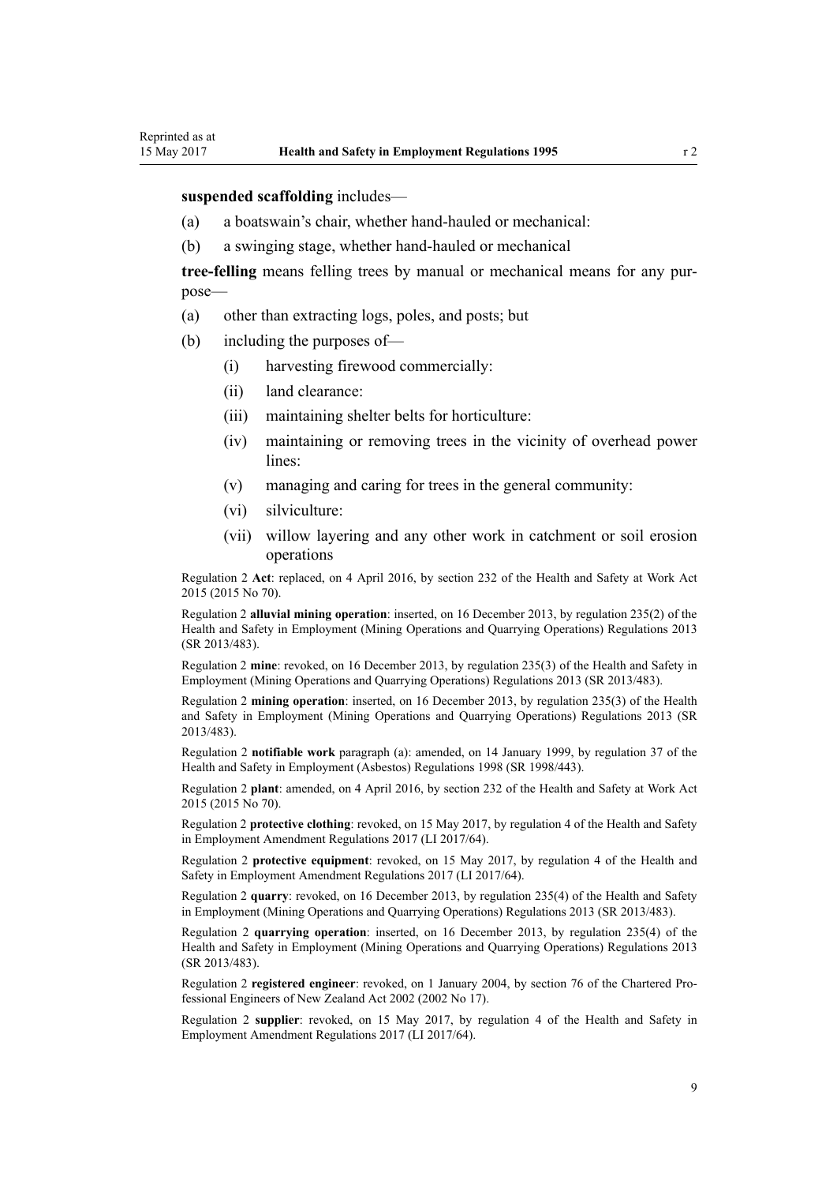**suspended scaffolding** includes—

(a) a boatswain's chair, whether hand-hauled or mechanical:

(b) a swinging stage, whether hand-hauled or mechanical

**tree-felling** means felling trees by manual or mechanical means for any purpose—

(a) other than extracting logs, poles, and posts; but

(b) including the purposes of—

  (i) harvesting firewood commercially:

  (ii) land clearance:

  (iii) maintaining shelter belts for horticulture:

  (iv) maintaining or removing trees in the vicinity of overhead power lines:

  (v) managing and caring for trees in the general community:

  (vi) silviculture:

  (vii) willow layering and any other work in catchment or soil erosion operations

Regulation 2 **Act**: replaced, on 4 April 2016, by section 232 of the Health and Safety at Work Act 2015 (2015 No 70).

Regulation 2 **alluvial mining operation**: inserted, on 16 December 2013, by regulation 235(2) of the Health and Safety in Employment (Mining Operations and Quarrying Operations) Regulations 2013 (SR 2013/483).

Regulation 2 **mine**: revoked, on 16 December 2013, by regulation 235(3) of the Health and Safety in Employment (Mining Operations and Quarrying Operations) Regulations 2013 (SR 2013/483).

Regulation 2 **mining operation**: inserted, on 16 December 2013, by regulation 235(3) of the Health and Safety in Employment (Mining Operations and Quarrying Operations) Regulations 2013 (SR 2013/483).

Regulation 2 **notifiable work** paragraph (a): amended, on 14 January 1999, by regulation 37 of the Health and Safety in Employment (Asbestos) Regulations 1998 (SR 1998/443).

Regulation 2 **plant**: amended, on 4 April 2016, by section 232 of the Health and Safety at Work Act 2015 (2015 No 70).

Regulation 2 **protective clothing**: revoked, on 15 May 2017, by regulation 4 of the Health and Safety in Employment Amendment Regulations 2017 (LI 2017/64).

Regulation 2 **protective equipment**: revoked, on 15 May 2017, by regulation 4 of the Health and Safety in Employment Amendment Regulations 2017 (LI 2017/64).

Regulation 2 **quarry**: revoked, on 16 December 2013, by regulation 235(4) of the Health and Safety in Employment (Mining Operations and Quarrying Operations) Regulations 2013 (SR 2013/483).

Regulation 2 **quarrying operation**: inserted, on 16 December 2013, by regulation 235(4) of the Health and Safety in Employment (Mining Operations and Quarrying Operations) Regulations 2013 (SR 2013/483).

Regulation 2 **registered engineer**: revoked, on 1 January 2004, by section 76 of the Chartered Professional Engineers of New Zealand Act 2002 (2002 No 17).

Regulation 2 **supplier**: revoked, on 15 May 2017, by regulation 4 of the Health and Safety in Employment Amendment Regulations 2017 (LI 2017/64).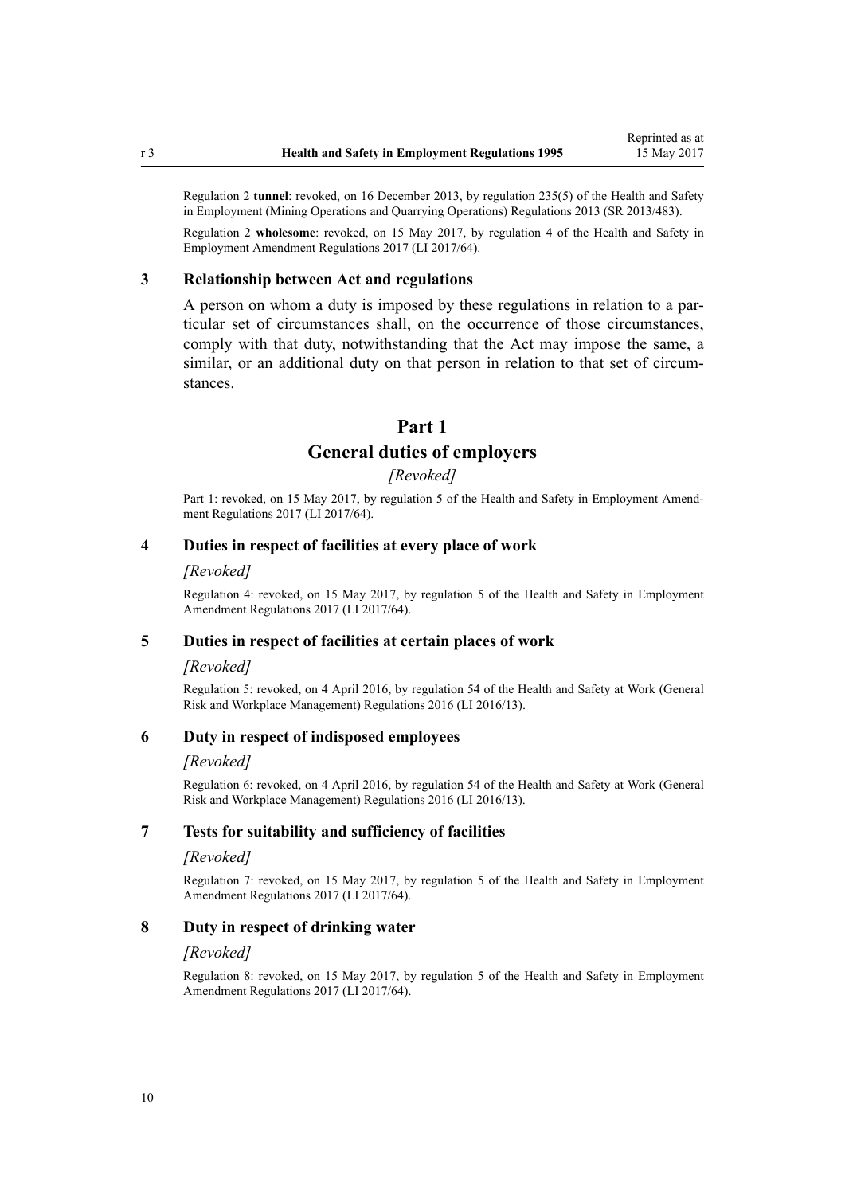Regulation 2 **tunnel**: revoked, on 16 December 2013, by regulation 235(5) of the Health and Safety in Employment (Mining Operations and Quarrying Operations) Regulations 2013 (SR 2013/483).

Regulation 2 **wholesome**: revoked, on 15 May 2017, by regulation 4 of the Health and Safety in Employment Amendment Regulations 2017 (LI 2017/64).

### 3 Relationship between Act and regulations

A person on whom a duty is imposed by these regulations in relation to a particular set of circumstances shall, on the occurrence of those circumstances, comply with that duty, notwithstanding that the Act may impose the same, a similar, or an additional duty on that person in relation to that set of circumstances.

## Part 1
## General duties of employers

*[Revoked]*

Part 1: revoked, on 15 May 2017, by regulation 5 of the Health and Safety in Employment Amendment Regulations 2017 (LI 2017/64).

### 4 Duties in respect of facilities at every place of work

*[Revoked]*

Regulation 4: revoked, on 15 May 2017, by regulation 5 of the Health and Safety in Employment Amendment Regulations 2017 (LI 2017/64).

### 5 Duties in respect of facilities at certain places of work

*[Revoked]*

Regulation 5: revoked, on 4 April 2016, by regulation 54 of the Health and Safety at Work (General Risk and Workplace Management) Regulations 2016 (LI 2016/13).

### 6 Duty in respect of indisposed employees

*[Revoked]*

Regulation 6: revoked, on 4 April 2016, by regulation 54 of the Health and Safety at Work (General Risk and Workplace Management) Regulations 2016 (LI 2016/13).

### 7 Tests for suitability and sufficiency of facilities

*[Revoked]*

Regulation 7: revoked, on 15 May 2017, by regulation 5 of the Health and Safety in Employment Amendment Regulations 2017 (LI 2017/64).

### 8 Duty in respect of drinking water

*[Revoked]*

Regulation 8: revoked, on 15 May 2017, by regulation 5 of the Health and Safety in Employment Amendment Regulations 2017 (LI 2017/64).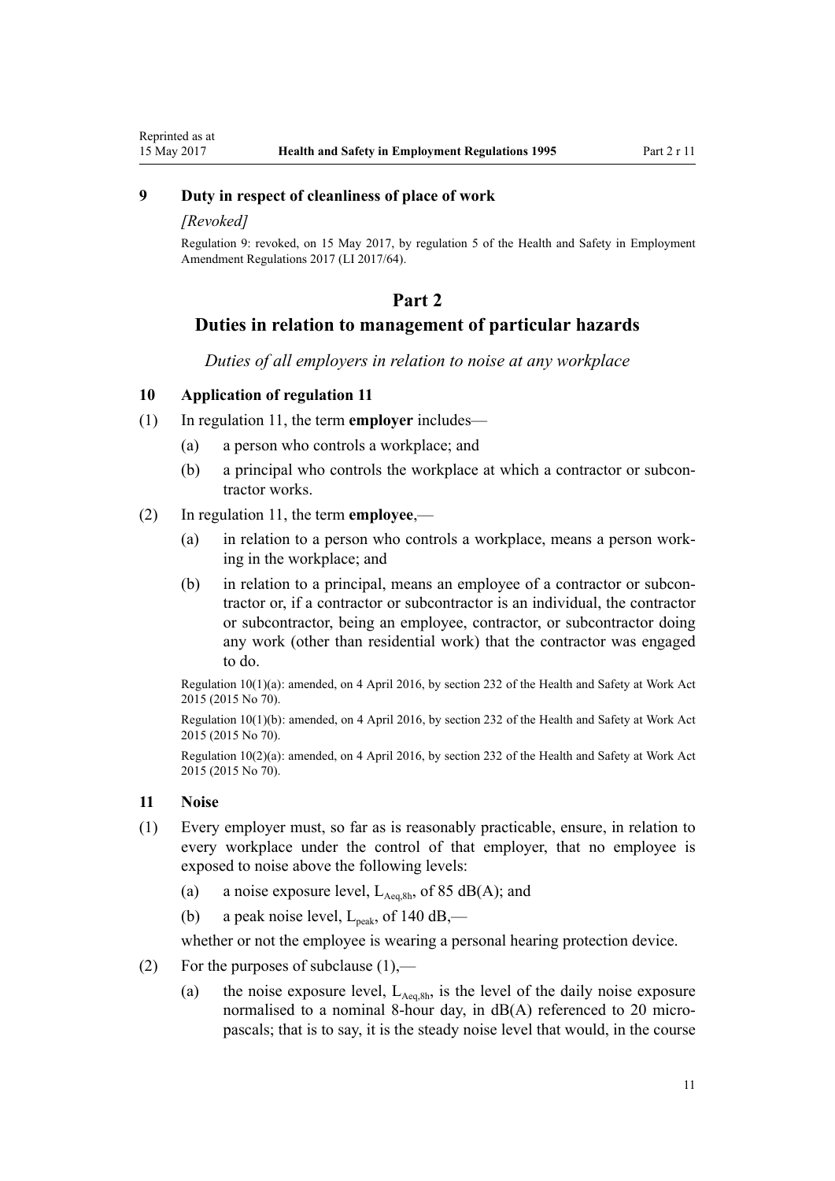### 9 Duty in respect of cleanliness of place of work

*[Revoked]*

Regulation 9: revoked, on 15 May 2017, by regulation 5 of the Health and Safety in Employment Amendment Regulations 2017 (LI 2017/64).

## Part 2
## Duties in relation to management of particular hazards

*Duties of all employers in relation to noise at any workplace*

### 10 Application of regulation 11

(1) In regulation 11, the term **employer** includes—

(a) a person who controls a workplace; and

(b) a principal who controls the workplace at which a contractor or subcontractor works.

(2) In regulation 11, the term **employee**,—

(a) in relation to a person who controls a workplace, means a person working in the workplace; and

(b) in relation to a principal, means an employee of a contractor or subcontractor or, if a contractor or subcontractor is an individual, the contractor or subcontractor, being an employee, contractor, or subcontractor doing any work (other than residential work) that the contractor was engaged to do.

Regulation 10(1)(a): amended, on 4 April 2016, by section 232 of the Health and Safety at Work Act 2015 (2015 No 70).

Regulation 10(1)(b): amended, on 4 April 2016, by section 232 of the Health and Safety at Work Act 2015 (2015 No 70).

Regulation 10(2)(a): amended, on 4 April 2016, by section 232 of the Health and Safety at Work Act 2015 (2015 No 70).

### 11 Noise

(1) Every employer must, so far as is reasonably practicable, ensure, in relation to every workplace under the control of that employer, that no employee is exposed to noise above the following levels:

(a) a noise exposure level, $L_{Aeq,8h}$, of 85 dB(A); and

(b) a peak noise level, $L_{peak}$, of 140 dB,—

whether or not the employee is wearing a personal hearing protection device.

(2) For the purposes of subclause (1),—

(a) the noise exposure level, $L_{Aeq,8h}$, is the level of the daily noise exposure normalised to a nominal 8-hour day, in dB(A) referenced to 20 micropascals; that is to say, it is the steady noise level that would, in the course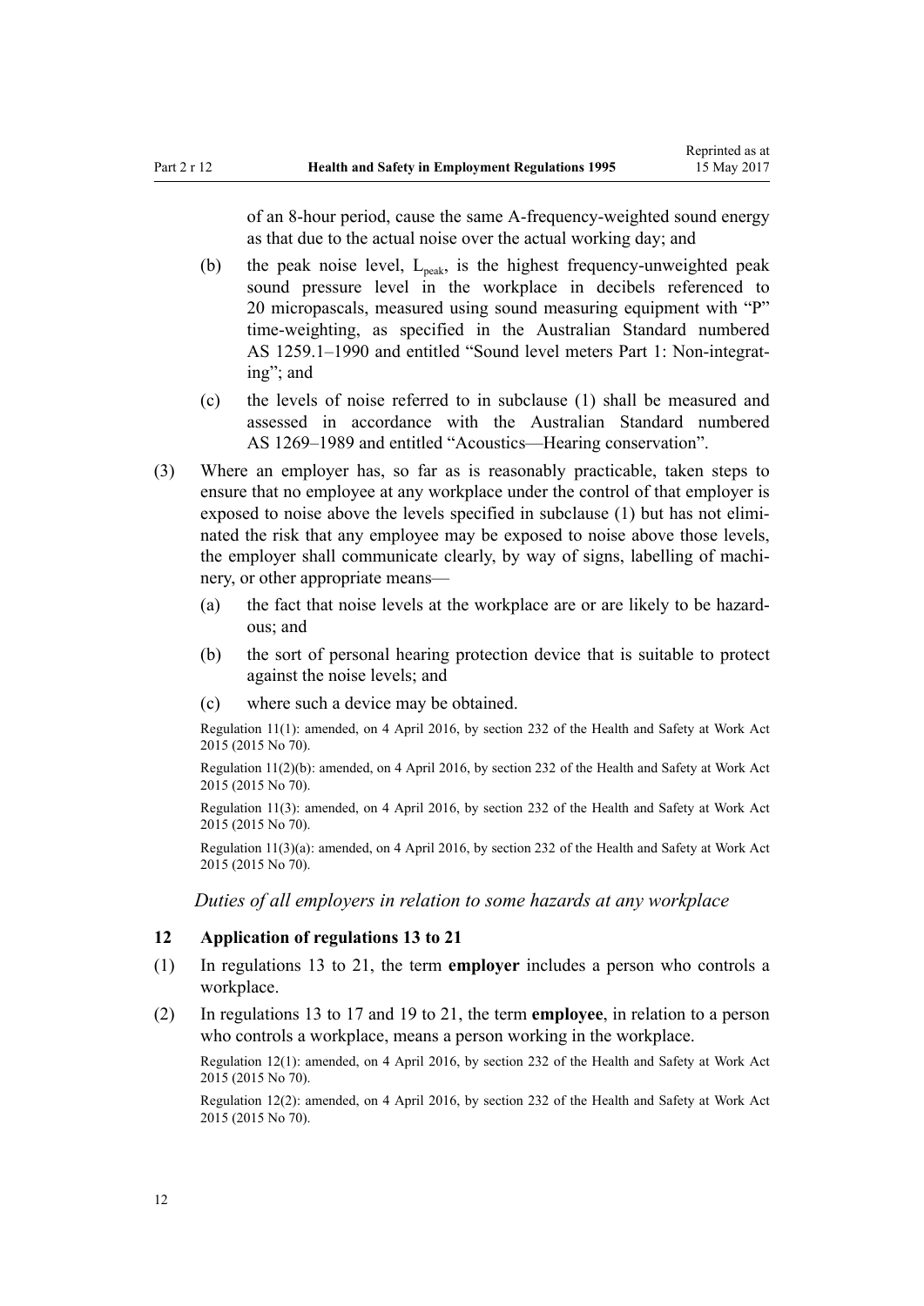of an 8-hour period, cause the same A-frequency-weighted sound energy as that due to the actual noise over the actual working day; and

(b) the peak noise level, $L_{peak}$, is the highest frequency-unweighted peak sound pressure level in the workplace in decibels referenced to 20 micropascals, measured using sound measuring equipment with "P" time-weighting, as specified in the Australian Standard numbered AS 1259.1–1990 and entitled "Sound level meters Part 1: Non-integrating"; and

(c) the levels of noise referred to in subclause (1) shall be measured and assessed in accordance with the Australian Standard numbered AS 1269–1989 and entitled "Acoustics—Hearing conservation".

(3) Where an employer has, so far as is reasonably practicable, taken steps to ensure that no employee at any workplace under the control of that employer is exposed to noise above the levels specified in subclause (1) but has not eliminated the risk that any employee may be exposed to noise above those levels, the employer shall communicate clearly, by way of signs, labelling of machinery, or other appropriate means—

(a) the fact that noise levels at the workplace are or are likely to be hazardous; and

(b) the sort of personal hearing protection device that is suitable to protect against the noise levels; and

(c) where such a device may be obtained.

Regulation 11(1): amended, on 4 April 2016, by section 232 of the Health and Safety at Work Act 2015 (2015 No 70).

Regulation 11(2)(b): amended, on 4 April 2016, by section 232 of the Health and Safety at Work Act 2015 (2015 No 70).

Regulation 11(3): amended, on 4 April 2016, by section 232 of the Health and Safety at Work Act 2015 (2015 No 70).

Regulation 11(3)(a): amended, on 4 April 2016, by section 232 of the Health and Safety at Work Act 2015 (2015 No 70).

*Duties of all employers in relation to some hazards at any workplace*

### 12 Application of regulations 13 to 21

(1) In regulations 13 to 21, the term **employer** includes a person who controls a workplace.

(2) In regulations 13 to 17 and 19 to 21, the term **employee**, in relation to a person who controls a workplace, means a person working in the workplace.

Regulation 12(1): amended, on 4 April 2016, by section 232 of the Health and Safety at Work Act 2015 (2015 No 70).

Regulation 12(2): amended, on 4 April 2016, by section 232 of the Health and Safety at Work Act 2015 (2015 No 70).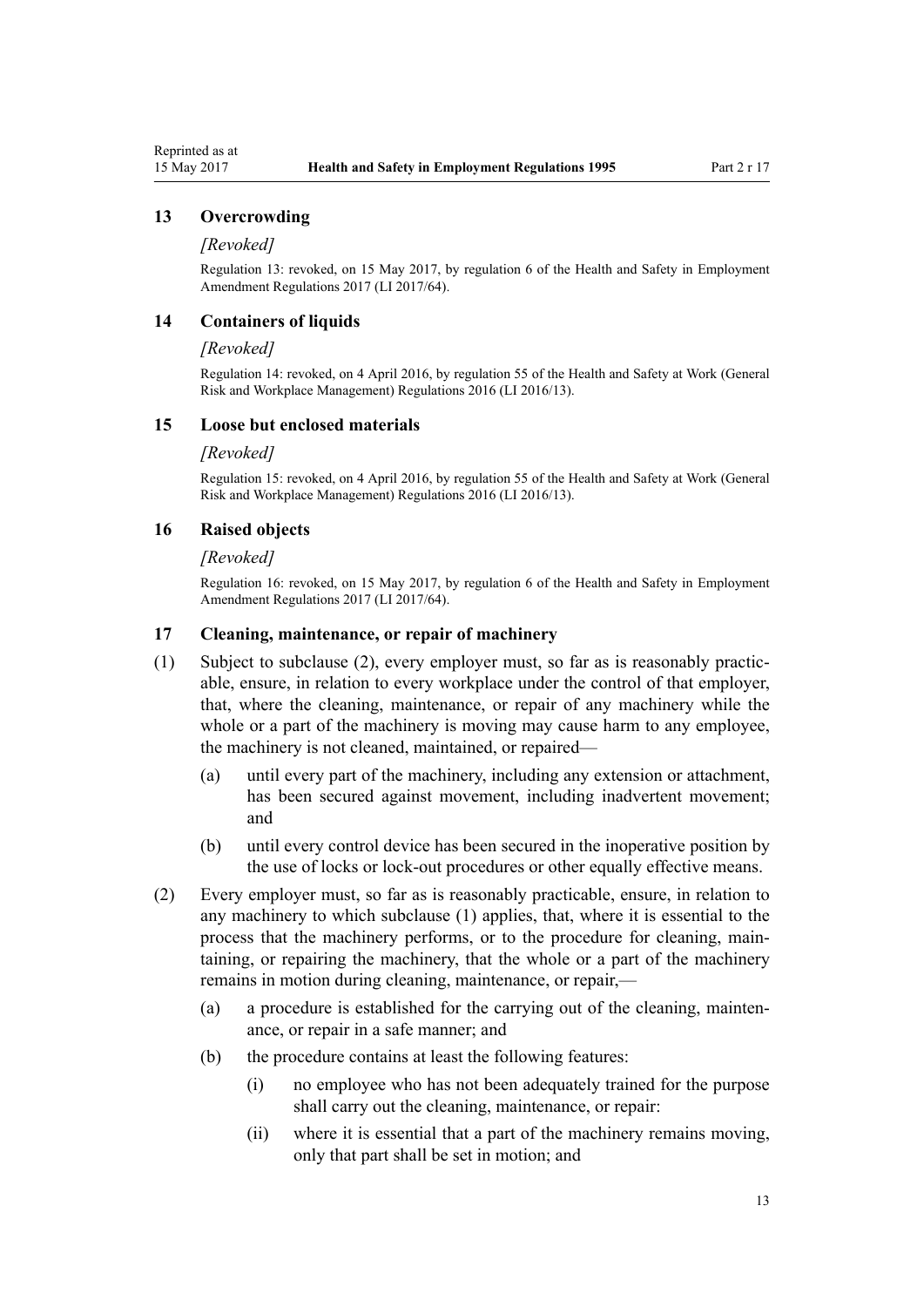### 13 Overcrowding

*[Revoked]*

Regulation 13: revoked, on 15 May 2017, by regulation 6 of the Health and Safety in Employment Amendment Regulations 2017 (LI 2017/64).

### 14 Containers of liquids

*[Revoked]*

Regulation 14: revoked, on 4 April 2016, by regulation 55 of the Health and Safety at Work (General Risk and Workplace Management) Regulations 2016 (LI 2016/13).

### 15 Loose but enclosed materials

*[Revoked]*

Regulation 15: revoked, on 4 April 2016, by regulation 55 of the Health and Safety at Work (General Risk and Workplace Management) Regulations 2016 (LI 2016/13).

### 16 Raised objects

*[Revoked]*

Regulation 16: revoked, on 15 May 2017, by regulation 6 of the Health and Safety in Employment Amendment Regulations 2017 (LI 2017/64).

### 17 Cleaning, maintenance, or repair of machinery

(1) Subject to subclause (2), every employer must, so far as is reasonably practicable, ensure, in relation to every workplace under the control of that employer, that, where the cleaning, maintenance, or repair of any machinery while the whole or a part of the machinery is moving may cause harm to any employee, the machinery is not cleaned, maintained, or repaired—

(a) until every part of the machinery, including any extension or attachment, has been secured against movement, including inadvertent movement; and

(b) until every control device has been secured in the inoperative position by the use of locks or lock-out procedures or other equally effective means.

(2) Every employer must, so far as is reasonably practicable, ensure, in relation to any machinery to which subclause (1) applies, that, where it is essential to the process that the machinery performs, or to the procedure for cleaning, maintaining, or repairing the machinery, that the whole or a part of the machinery remains in motion during cleaning, maintenance, or repair,—

(a) a procedure is established for the carrying out of the cleaning, maintenance, or repair in a safe manner; and

(b) the procedure contains at least the following features:

(i) no employee who has not been adequately trained for the purpose shall carry out the cleaning, maintenance, or repair:

(ii) where it is essential that a part of the machinery remains moving, only that part shall be set in motion; and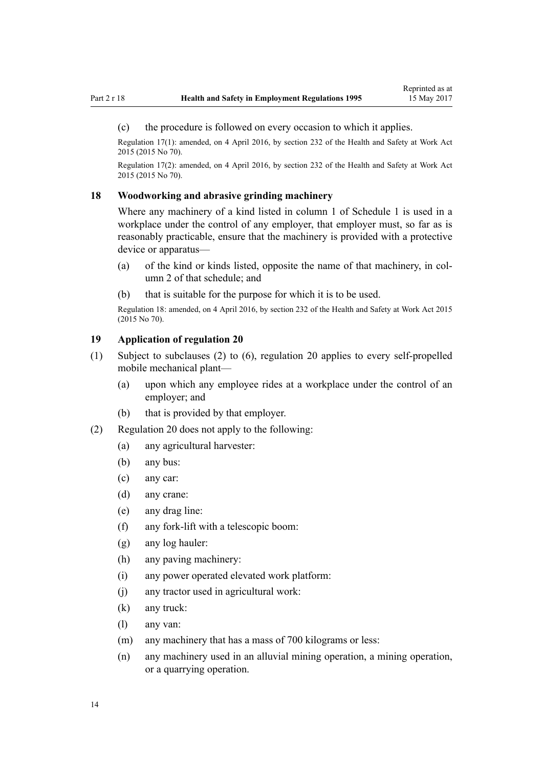(c) the procedure is followed on every occasion to which it applies.

Regulation 17(1): amended, on 4 April 2016, by section 232 of the Health and Safety at Work Act 2015 (2015 No 70).

Regulation 17(2): amended, on 4 April 2016, by section 232 of the Health and Safety at Work Act 2015 (2015 No 70).

### 18 Woodworking and abrasive grinding machinery

Where any machinery of a kind listed in column 1 of Schedule 1 is used in a workplace under the control of any employer, that employer must, so far as is reasonably practicable, ensure that the machinery is provided with a protective device or apparatus—

(a) of the kind or kinds listed, opposite the name of that machinery, in column 2 of that schedule; and

(b) that is suitable for the purpose for which it is to be used.

Regulation 18: amended, on 4 April 2016, by section 232 of the Health and Safety at Work Act 2015 (2015 No 70).

### 19 Application of regulation 20

(1) Subject to subclauses (2) to (6), regulation 20 applies to every self-propelled mobile mechanical plant—

(a) upon which any employee rides at a workplace under the control of an employer; and

(b) that is provided by that employer.

(2) Regulation 20 does not apply to the following:

(a) any agricultural harvester:

(b) any bus:

(c) any car:

(d) any crane:

(e) any drag line:

(f) any fork-lift with a telescopic boom:

(g) any log hauler:

(h) any paving machinery:

(i) any power operated elevated work platform:

(j) any tractor used in agricultural work:

(k) any truck:

(l) any van:

(m) any machinery that has a mass of 700 kilograms or less:

(n) any machinery used in an alluvial mining operation, a mining operation, or a quarrying operation.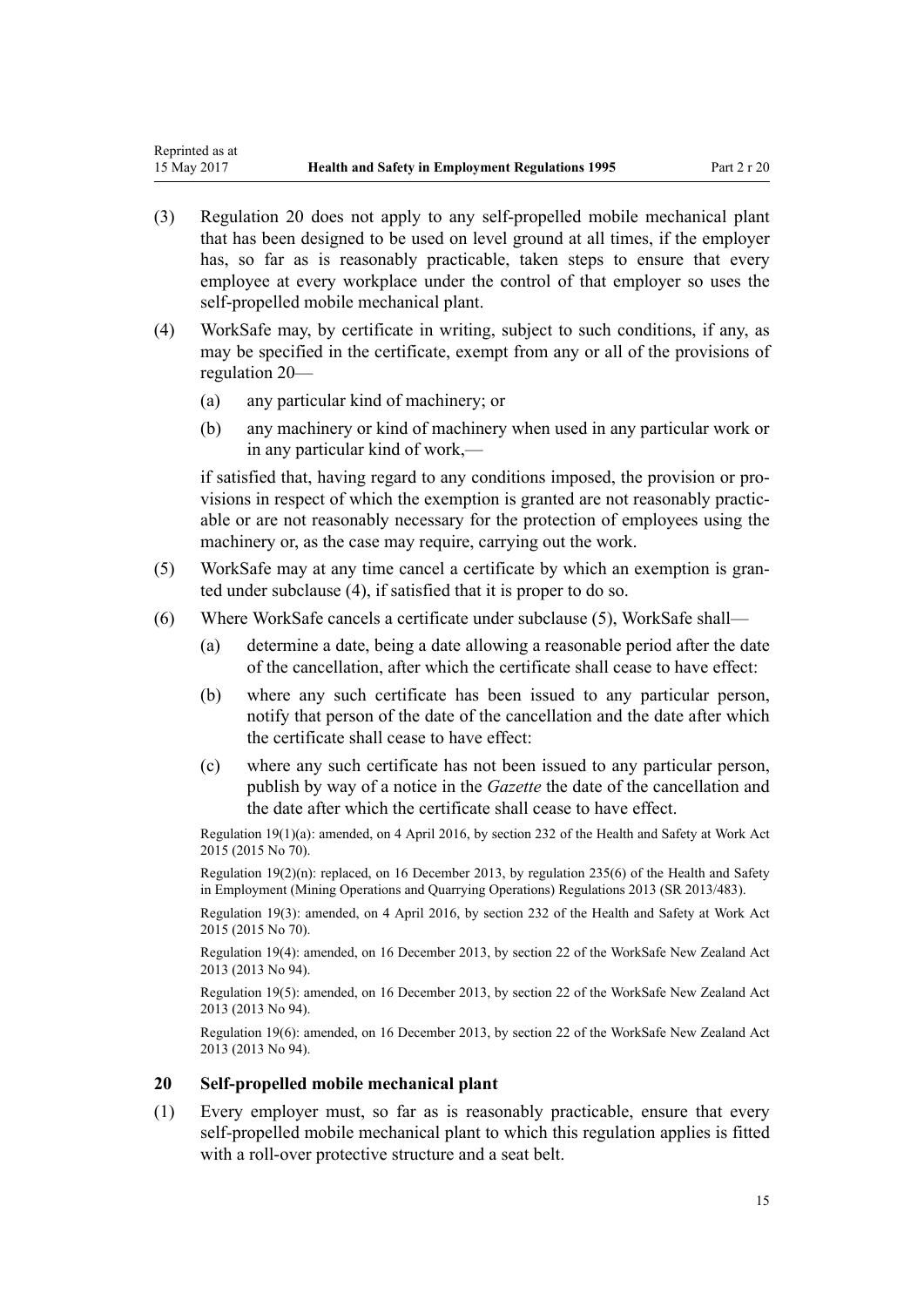(3) Regulation 20 does not apply to any self-propelled mobile mechanical plant that has been designed to be used on level ground at all times, if the employer has, so far as is reasonably practicable, taken steps to ensure that every employee at every workplace under the control of that employer so uses the self-propelled mobile mechanical plant.

(4) WorkSafe may, by certificate in writing, subject to such conditions, if any, as may be specified in the certificate, exempt from any or all of the provisions of regulation 20—

(a) any particular kind of machinery; or

(b) any machinery or kind of machinery when used in any particular work or in any particular kind of work,—

if satisfied that, having regard to any conditions imposed, the provision or provisions in respect of which the exemption is granted are not reasonably practicable or are not reasonably necessary for the protection of employees using the machinery or, as the case may require, carrying out the work.

(5) WorkSafe may at any time cancel a certificate by which an exemption is granted under subclause (4), if satisfied that it is proper to do so.

(6) Where WorkSafe cancels a certificate under subclause (5), WorkSafe shall—

(a) determine a date, being a date allowing a reasonable period after the date of the cancellation, after which the certificate shall cease to have effect:

(b) where any such certificate has been issued to any particular person, notify that person of the date of the cancellation and the date after which the certificate shall cease to have effect:

(c) where any such certificate has not been issued to any particular person, publish by way of a notice in the *Gazette* the date of the cancellation and the date after which the certificate shall cease to have effect.

Regulation 19(1)(a): amended, on 4 April 2016, by section 232 of the Health and Safety at Work Act 2015 (2015 No 70).

Regulation 19(2)(n): replaced, on 16 December 2013, by regulation 235(6) of the Health and Safety in Employment (Mining Operations and Quarrying Operations) Regulations 2013 (SR 2013/483).

Regulation 19(3): amended, on 4 April 2016, by section 232 of the Health and Safety at Work Act 2015 (2015 No 70).

Regulation 19(4): amended, on 16 December 2013, by section 22 of the WorkSafe New Zealand Act 2013 (2013 No 94).

Regulation 19(5): amended, on 16 December 2013, by section 22 of the WorkSafe New Zealand Act 2013 (2013 No 94).

Regulation 19(6): amended, on 16 December 2013, by section 22 of the WorkSafe New Zealand Act 2013 (2013 No 94).

### 20 Self-propelled mobile mechanical plant

(1) Every employer must, so far as is reasonably practicable, ensure that every self-propelled mobile mechanical plant to which this regulation applies is fitted with a roll-over protective structure and a seat belt.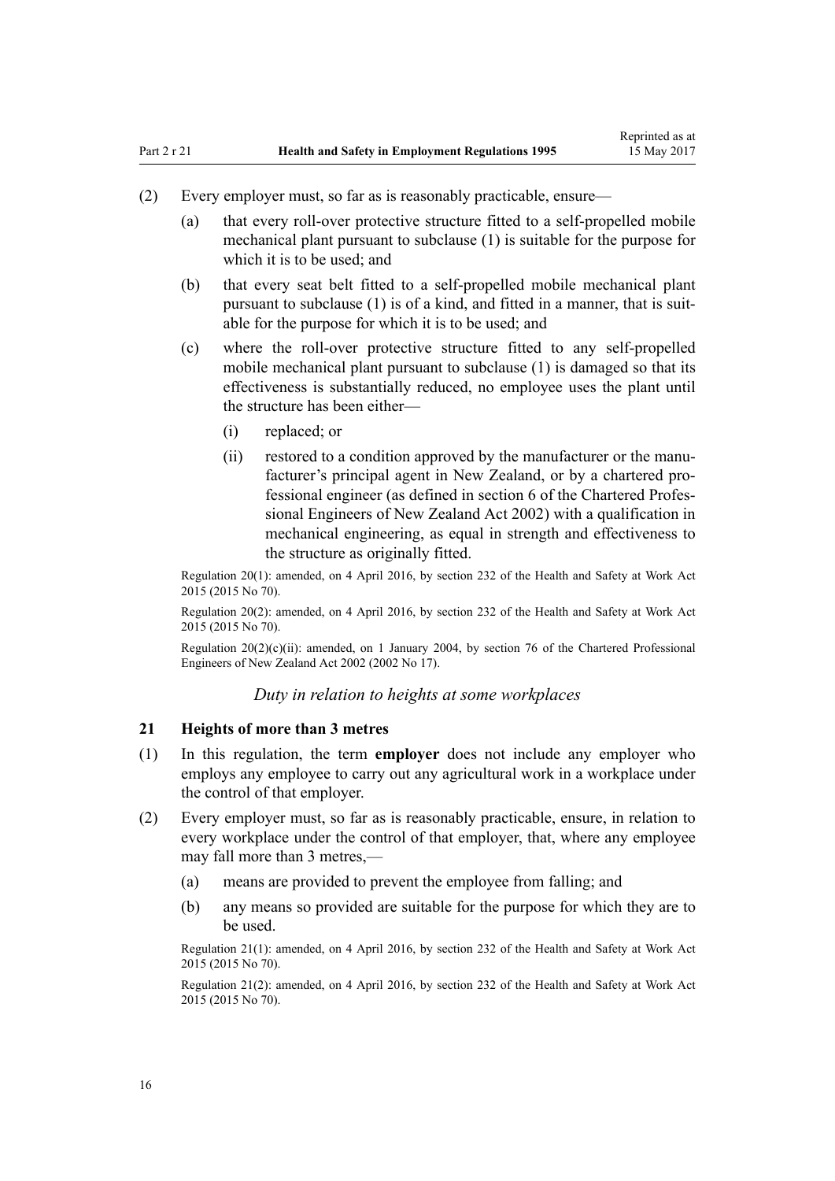(2) Every employer must, so far as is reasonably practicable, ensure—

(a) that every roll-over protective structure fitted to a self-propelled mobile mechanical plant pursuant to subclause (1) is suitable for the purpose for which it is to be used; and

(b) that every seat belt fitted to a self-propelled mobile mechanical plant pursuant to subclause (1) is of a kind, and fitted in a manner, that is suitable for the purpose for which it is to be used; and

(c) where the roll-over protective structure fitted to any self-propelled mobile mechanical plant pursuant to subclause (1) is damaged so that its effectiveness is substantially reduced, no employee uses the plant until the structure has been either—

(i) replaced; or

(ii) restored to a condition approved by the manufacturer or the manufacturer's principal agent in New Zealand, or by a chartered professional engineer (as defined in section 6 of the Chartered Professional Engineers of New Zealand Act 2002) with a qualification in mechanical engineering, as equal in strength and effectiveness to the structure as originally fitted.

Regulation 20(1): amended, on 4 April 2016, by section 232 of the Health and Safety at Work Act 2015 (2015 No 70).

Regulation 20(2): amended, on 4 April 2016, by section 232 of the Health and Safety at Work Act 2015 (2015 No 70).

Regulation 20(2)(c)(ii): amended, on 1 January 2004, by section 76 of the Chartered Professional Engineers of New Zealand Act 2002 (2002 No 17).

*Duty in relation to heights at some workplaces*

### 21 Heights of more than 3 metres

(1) In this regulation, the term **employer** does not include any employer who employs any employee to carry out any agricultural work in a workplace under the control of that employer.

(2) Every employer must, so far as is reasonably practicable, ensure, in relation to every workplace under the control of that employer, that, where any employee may fall more than 3 metres,—

(a) means are provided to prevent the employee from falling; and

(b) any means so provided are suitable for the purpose for which they are to be used.

Regulation 21(1): amended, on 4 April 2016, by section 232 of the Health and Safety at Work Act 2015 (2015 No 70).

Regulation 21(2): amended, on 4 April 2016, by section 232 of the Health and Safety at Work Act 2015 (2015 No 70).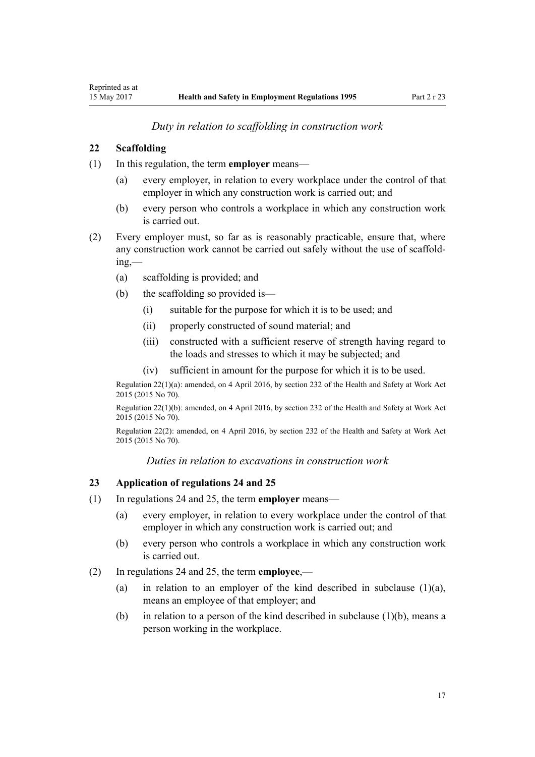*Duty in relation to scaffolding in construction work*

## 22 Scaffolding

(1) In this regulation, the term **employer** means—

(a) every employer, in relation to every workplace under the control of that employer in which any construction work is carried out; and

(b) every person who controls a workplace in which any construction work is carried out.

(2) Every employer must, so far as is reasonably practicable, ensure that, where any construction work cannot be carried out safely without the use of scaffolding,—

(a) scaffolding is provided; and

(b) the scaffolding so provided is—

(i) suitable for the purpose for which it is to be used; and

(ii) properly constructed of sound material; and

(iii) constructed with a sufficient reserve of strength having regard to the loads and stresses to which it may be subjected; and

(iv) sufficient in amount for the purpose for which it is to be used.

Regulation 22(1)(a): amended, on 4 April 2016, by section 232 of the Health and Safety at Work Act 2015 (2015 No 70).

Regulation 22(1)(b): amended, on 4 April 2016, by section 232 of the Health and Safety at Work Act 2015 (2015 No 70).

Regulation 22(2): amended, on 4 April 2016, by section 232 of the Health and Safety at Work Act 2015 (2015 No 70).

*Duties in relation to excavations in construction work*

## 23 Application of regulations 24 and 25

(1) In regulations 24 and 25, the term **employer** means—

(a) every employer, in relation to every workplace under the control of that employer in which any construction work is carried out; and

(b) every person who controls a workplace in which any construction work is carried out.

(2) In regulations 24 and 25, the term **employee**,—

(a) in relation to an employer of the kind described in subclause (1)(a), means an employee of that employer; and

(b) in relation to a person of the kind described in subclause (1)(b), means a person working in the workplace.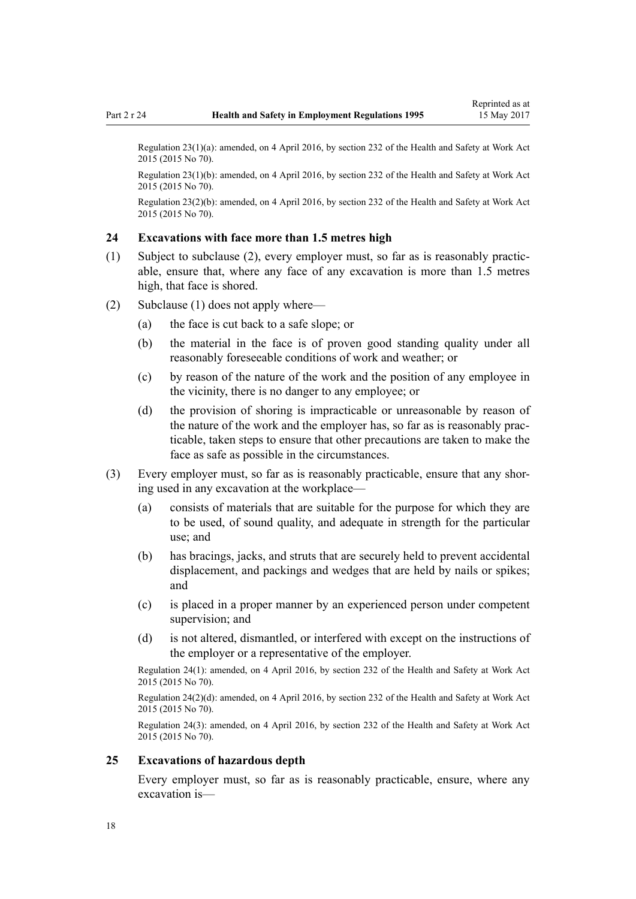Regulation 23(1)(a): amended, on 4 April 2016, by section 232 of the Health and Safety at Work Act 2015 (2015 No 70).

Regulation 23(1)(b): amended, on 4 April 2016, by section 232 of the Health and Safety at Work Act 2015 (2015 No 70).

Regulation 23(2)(b): amended, on 4 April 2016, by section 232 of the Health and Safety at Work Act 2015 (2015 No 70).

### 24 Excavations with face more than 1.5 metres high

(1) Subject to subclause (2), every employer must, so far as is reasonably practicable, ensure that, where any face of any excavation is more than 1.5 metres high, that face is shored.

(2) Subclause (1) does not apply where—

- (a) the face is cut back to a safe slope; or
- (b) the material in the face is of proven good standing quality under all reasonably foreseeable conditions of work and weather; or
- (c) by reason of the nature of the work and the position of any employee in the vicinity, there is no danger to any employee; or
- (d) the provision of shoring is impracticable or unreasonable by reason of the nature of the work and the employer has, so far as is reasonably practicable, taken steps to ensure that other precautions are taken to make the face as safe as possible in the circumstances.

(3) Every employer must, so far as is reasonably practicable, ensure that any shoring used in any excavation at the workplace—

- (a) consists of materials that are suitable for the purpose for which they are to be used, of sound quality, and adequate in strength for the particular use; and
- (b) has bracings, jacks, and struts that are securely held to prevent accidental displacement, and packings and wedges that are held by nails or spikes; and
- (c) is placed in a proper manner by an experienced person under competent supervision; and
- (d) is not altered, dismantled, or interfered with except on the instructions of the employer or a representative of the employer.

Regulation 24(1): amended, on 4 April 2016, by section 232 of the Health and Safety at Work Act 2015 (2015 No 70).

Regulation 24(2)(d): amended, on 4 April 2016, by section 232 of the Health and Safety at Work Act 2015 (2015 No 70).

Regulation 24(3): amended, on 4 April 2016, by section 232 of the Health and Safety at Work Act 2015 (2015 No 70).

### 25 Excavations of hazardous depth

Every employer must, so far as is reasonably practicable, ensure, where any excavation is—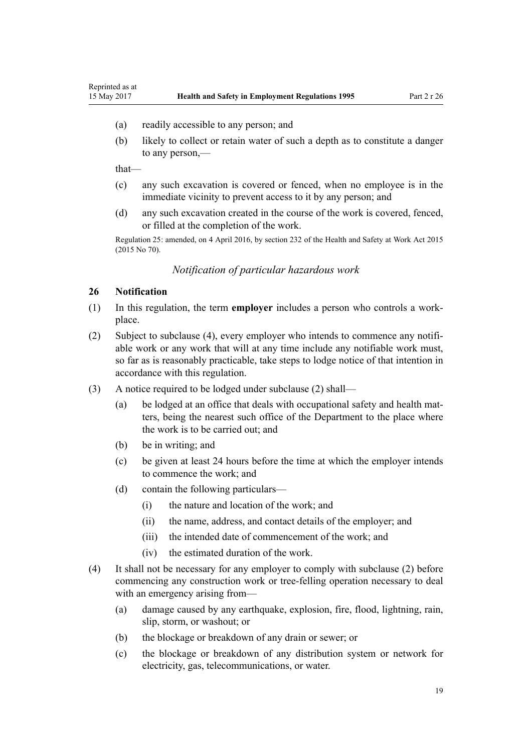(a) readily accessible to any person; and

(b) likely to collect or retain water of such a depth as to constitute a danger to any person,—

that—

(c) any such excavation is covered or fenced, when no employee is in the immediate vicinity to prevent access to it by any person; and

(d) any such excavation created in the course of the work is covered, fenced, or filled at the completion of the work.

Regulation 25: amended, on 4 April 2016, by section 232 of the Health and Safety at Work Act 2015 (2015 No 70).

*Notification of particular hazardous work*

### 26 Notification

(1) In this regulation, the term **employer** includes a person who controls a workplace.

(2) Subject to subclause (4), every employer who intends to commence any notifiable work or any work that will at any time include any notifiable work must, so far as is reasonably practicable, take steps to lodge notice of that intention in accordance with this regulation.

(3) A notice required to be lodged under subclause (2) shall—

(a) be lodged at an office that deals with occupational safety and health matters, being the nearest such office of the Department to the place where the work is to be carried out; and

(b) be in writing; and

(c) be given at least 24 hours before the time at which the employer intends to commence the work; and

(d) contain the following particulars—

(i) the nature and location of the work; and

(ii) the name, address, and contact details of the employer; and

(iii) the intended date of commencement of the work; and

(iv) the estimated duration of the work.

(4) It shall not be necessary for any employer to comply with subclause (2) before commencing any construction work or tree-felling operation necessary to deal with an emergency arising from—

(a) damage caused by any earthquake, explosion, fire, flood, lightning, rain, slip, storm, or washout; or

(b) the blockage or breakdown of any drain or sewer; or

(c) the blockage or breakdown of any distribution system or network for electricity, gas, telecommunications, or water.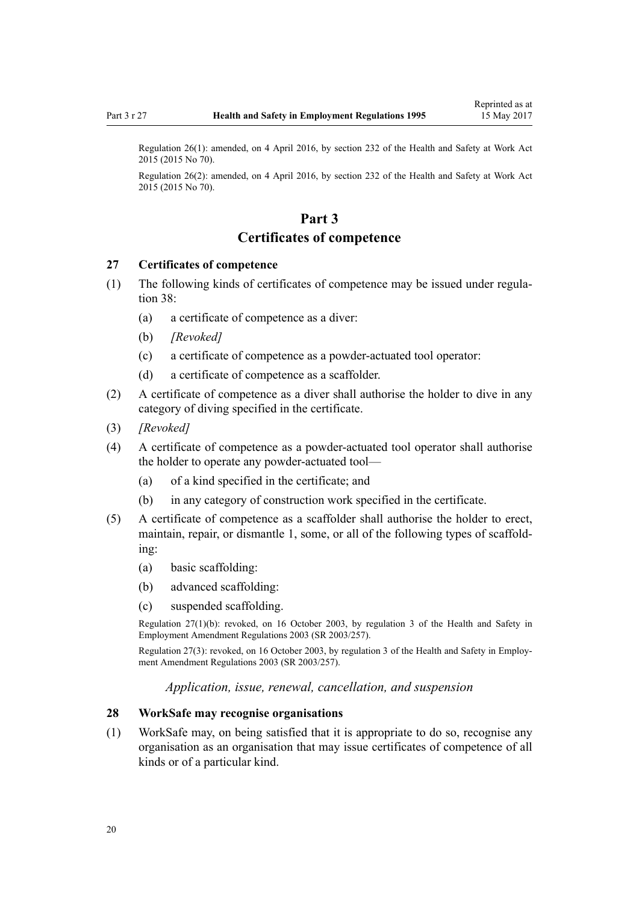Regulation 26(1): amended, on 4 April 2016, by section 232 of the Health and Safety at Work Act 2015 (2015 No 70).

Regulation 26(2): amended, on 4 April 2016, by section 232 of the Health and Safety at Work Act 2015 (2015 No 70).

## Part 3
## Certificates of competence

### 27 Certificates of competence

(1) The following kinds of certificates of competence may be issued under regulation 38:

 (a) a certificate of competence as a diver:

 (b) *[Revoked]*

 (c) a certificate of competence as a powder-actuated tool operator:

 (d) a certificate of competence as a scaffolder.

(2) A certificate of competence as a diver shall authorise the holder to dive in any category of diving specified in the certificate.

(3) *[Revoked]*

(4) A certificate of competence as a powder-actuated tool operator shall authorise the holder to operate any powder-actuated tool—

 (a) of a kind specified in the certificate; and

 (b) in any category of construction work specified in the certificate.

(5) A certificate of competence as a scaffolder shall authorise the holder to erect, maintain, repair, or dismantle 1, some, or all of the following types of scaffolding:

 (a) basic scaffolding:

 (b) advanced scaffolding:

 (c) suspended scaffolding.

Regulation 27(1)(b): revoked, on 16 October 2003, by regulation 3 of the Health and Safety in Employment Amendment Regulations 2003 (SR 2003/257).

Regulation 27(3): revoked, on 16 October 2003, by regulation 3 of the Health and Safety in Employment Amendment Regulations 2003 (SR 2003/257).

*Application, issue, renewal, cancellation, and suspension*

### 28 WorkSafe may recognise organisations

(1) WorkSafe may, on being satisfied that it is appropriate to do so, recognise any organisation as an organisation that may issue certificates of competence of all kinds or of a particular kind.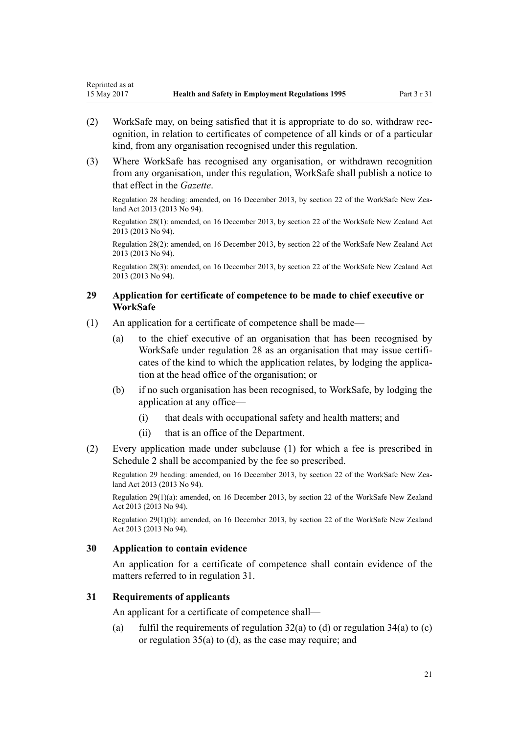(2) WorkSafe may, on being satisfied that it is appropriate to do so, withdraw recognition, in relation to certificates of competence of all kinds or of a particular kind, from any organisation recognised under this regulation.

(3) Where WorkSafe has recognised any organisation, or withdrawn recognition from any organisation, under this regulation, WorkSafe shall publish a notice to that effect in the *Gazette*.

Regulation 28 heading: amended, on 16 December 2013, by section 22 of the WorkSafe New Zealand Act 2013 (2013 No 94).

Regulation 28(1): amended, on 16 December 2013, by section 22 of the WorkSafe New Zealand Act 2013 (2013 No 94).

Regulation 28(2): amended, on 16 December 2013, by section 22 of the WorkSafe New Zealand Act 2013 (2013 No 94).

Regulation 28(3): amended, on 16 December 2013, by section 22 of the WorkSafe New Zealand Act 2013 (2013 No 94).

### 29 Application for certificate of competence to be made to chief executive or WorkSafe

(1) An application for a certificate of competence shall be made—

- (a) to the chief executive of an organisation that has been recognised by WorkSafe under regulation 28 as an organisation that may issue certificates of the kind to which the application relates, by lodging the application at the head office of the organisation; or
- (b) if no such organisation has been recognised, to WorkSafe, by lodging the application at any office—
  - (i) that deals with occupational safety and health matters; and
  - (ii) that is an office of the Department.

(2) Every application made under subclause (1) for which a fee is prescribed in Schedule 2 shall be accompanied by the fee so prescribed.

Regulation 29 heading: amended, on 16 December 2013, by section 22 of the WorkSafe New Zealand Act 2013 (2013 No 94).

Regulation 29(1)(a): amended, on 16 December 2013, by section 22 of the WorkSafe New Zealand Act 2013 (2013 No 94).

Regulation 29(1)(b): amended, on 16 December 2013, by section 22 of the WorkSafe New Zealand Act 2013 (2013 No 94).

### 30 Application to contain evidence

An application for a certificate of competence shall contain evidence of the matters referred to in regulation 31.

### 31 Requirements of applicants

An applicant for a certificate of competence shall—

- (a) fulfil the requirements of regulation 32(a) to (d) or regulation 34(a) to (c) or regulation 35(a) to (d), as the case may require; and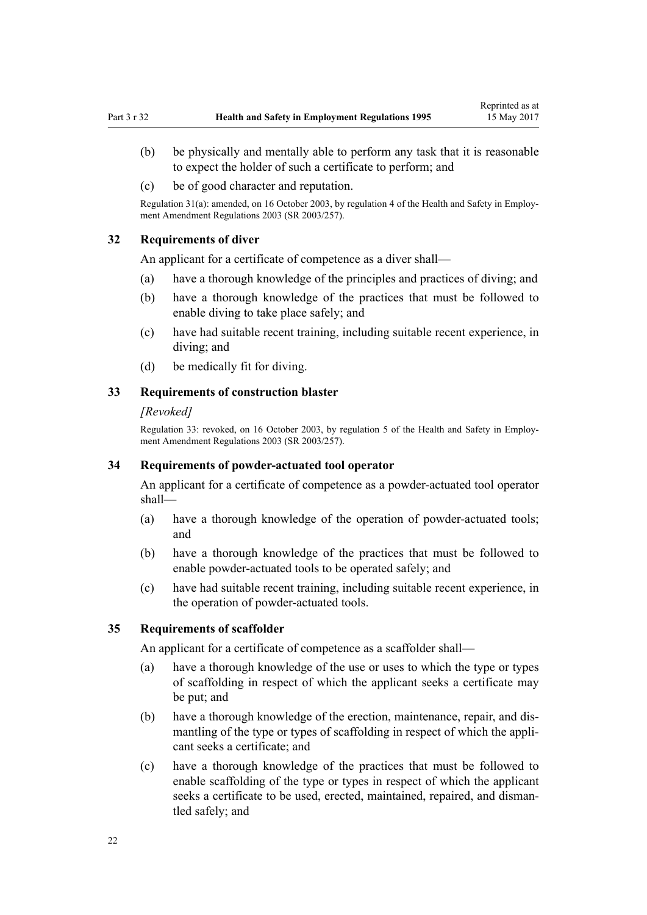(b) be physically and mentally able to perform any task that it is reasonable to expect the holder of such a certificate to perform; and

(c) be of good character and reputation.

Regulation 31(a): amended, on 16 October 2003, by regulation 4 of the Health and Safety in Employment Amendment Regulations 2003 (SR 2003/257).

### 32 Requirements of diver

An applicant for a certificate of competence as a diver shall—

(a) have a thorough knowledge of the principles and practices of diving; and

(b) have a thorough knowledge of the practices that must be followed to enable diving to take place safely; and

(c) have had suitable recent training, including suitable recent experience, in diving; and

(d) be medically fit for diving.

### 33 Requirements of construction blaster

*[Revoked]*

Regulation 33: revoked, on 16 October 2003, by regulation 5 of the Health and Safety in Employment Amendment Regulations 2003 (SR 2003/257).

### 34 Requirements of powder-actuated tool operator

An applicant for a certificate of competence as a powder-actuated tool operator shall—

(a) have a thorough knowledge of the operation of powder-actuated tools; and

(b) have a thorough knowledge of the practices that must be followed to enable powder-actuated tools to be operated safely; and

(c) have had suitable recent training, including suitable recent experience, in the operation of powder-actuated tools.

### 35 Requirements of scaffolder

An applicant for a certificate of competence as a scaffolder shall—

(a) have a thorough knowledge of the use or uses to which the type or types of scaffolding in respect of which the applicant seeks a certificate may be put; and

(b) have a thorough knowledge of the erection, maintenance, repair, and dismantling of the type or types of scaffolding in respect of which the applicant seeks a certificate; and

(c) have a thorough knowledge of the practices that must be followed to enable scaffolding of the type or types in respect of which the applicant seeks a certificate to be used, erected, maintained, repaired, and dismantled safely; and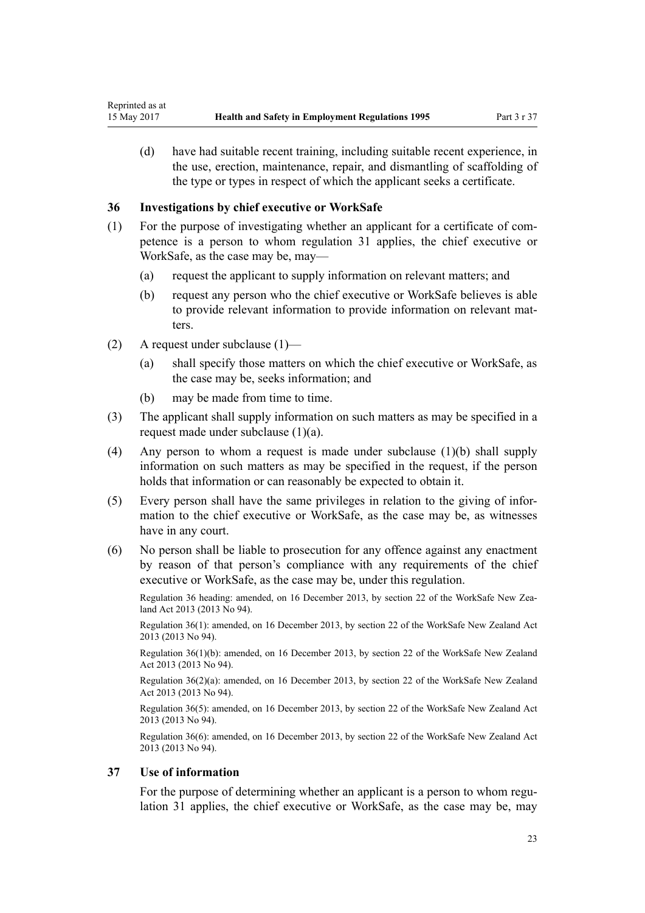(d) have had suitable recent training, including suitable recent experience, in the use, erection, maintenance, repair, and dismantling of scaffolding of the type or types in respect of which the applicant seeks a certificate.

### 36 Investigations by chief executive or WorkSafe

(1) For the purpose of investigating whether an applicant for a certificate of competence is a person to whom regulation 31 applies, the chief executive or WorkSafe, as the case may be, may—

(a) request the applicant to supply information on relevant matters; and

(b) request any person who the chief executive or WorkSafe believes is able to provide relevant information to provide information on relevant matters.

(2) A request under subclause (1)—

(a) shall specify those matters on which the chief executive or WorkSafe, as the case may be, seeks information; and

(b) may be made from time to time.

(3) The applicant shall supply information on such matters as may be specified in a request made under subclause (1)(a).

(4) Any person to whom a request is made under subclause (1)(b) shall supply information on such matters as may be specified in the request, if the person holds that information or can reasonably be expected to obtain it.

(5) Every person shall have the same privileges in relation to the giving of information to the chief executive or WorkSafe, as the case may be, as witnesses have in any court.

(6) No person shall be liable to prosecution for any offence against any enactment by reason of that person's compliance with any requirements of the chief executive or WorkSafe, as the case may be, under this regulation.

Regulation 36 heading: amended, on 16 December 2013, by section 22 of the WorkSafe New Zealand Act 2013 (2013 No 94).

Regulation 36(1): amended, on 16 December 2013, by section 22 of the WorkSafe New Zealand Act 2013 (2013 No 94).

Regulation 36(1)(b): amended, on 16 December 2013, by section 22 of the WorkSafe New Zealand Act 2013 (2013 No 94).

Regulation 36(2)(a): amended, on 16 December 2013, by section 22 of the WorkSafe New Zealand Act 2013 (2013 No 94).

Regulation 36(5): amended, on 16 December 2013, by section 22 of the WorkSafe New Zealand Act 2013 (2013 No 94).

Regulation 36(6): amended, on 16 December 2013, by section 22 of the WorkSafe New Zealand Act 2013 (2013 No 94).

### 37 Use of information

For the purpose of determining whether an applicant is a person to whom regulation 31 applies, the chief executive or WorkSafe, as the case may be, may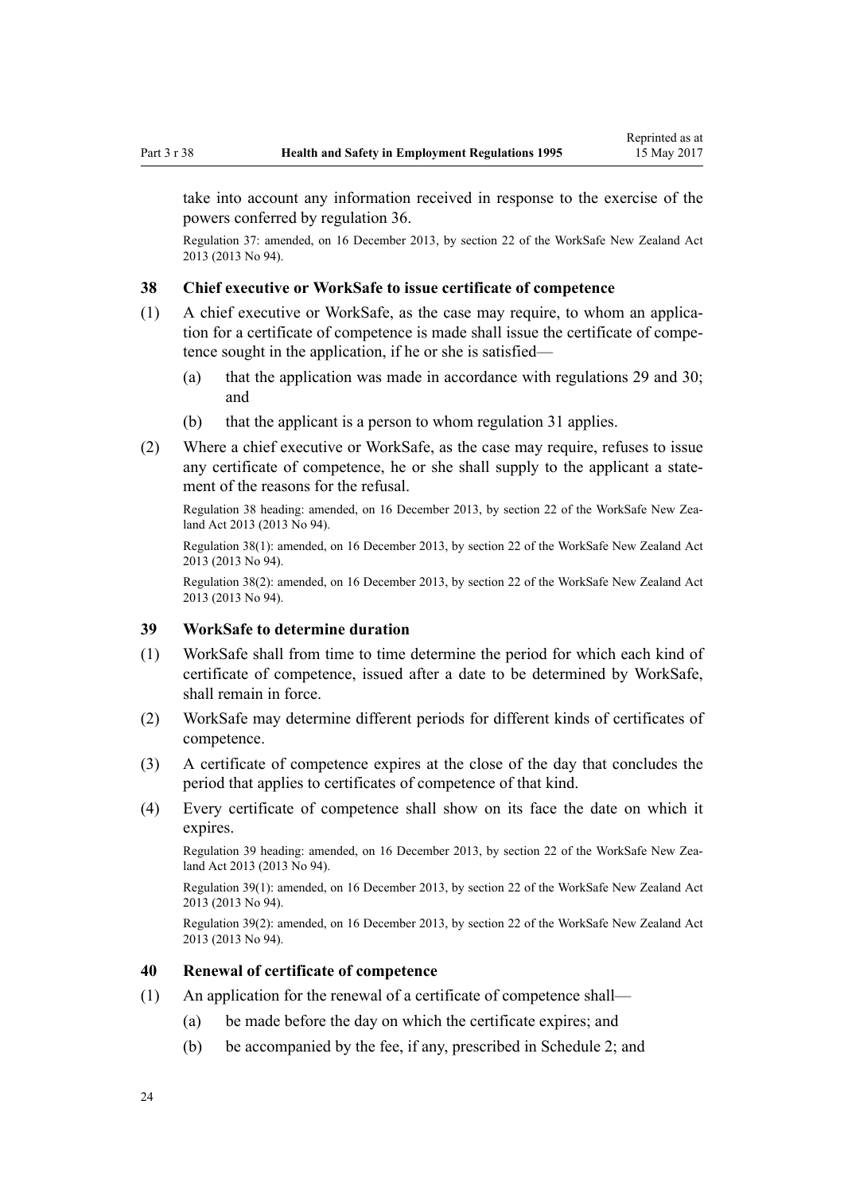take into account any information received in response to the exercise of the powers conferred by regulation 36.

Regulation 37: amended, on 16 December 2013, by section 22 of the WorkSafe New Zealand Act 2013 (2013 No 94).

### 38 Chief executive or WorkSafe to issue certificate of competence

(1) A chief executive or WorkSafe, as the case may require, to whom an application for a certificate of competence is made shall issue the certificate of competence sought in the application, if he or she is satisfied—

  (a) that the application was made in accordance with regulations 29 and 30; and

  (b) that the applicant is a person to whom regulation 31 applies.

(2) Where a chief executive or WorkSafe, as the case may require, refuses to issue any certificate of competence, he or she shall supply to the applicant a statement of the reasons for the refusal.

Regulation 38 heading: amended, on 16 December 2013, by section 22 of the WorkSafe New Zealand Act 2013 (2013 No 94).

Regulation 38(1): amended, on 16 December 2013, by section 22 of the WorkSafe New Zealand Act 2013 (2013 No 94).

Regulation 38(2): amended, on 16 December 2013, by section 22 of the WorkSafe New Zealand Act 2013 (2013 No 94).

### 39 WorkSafe to determine duration

(1) WorkSafe shall from time to time determine the period for which each kind of certificate of competence, issued after a date to be determined by WorkSafe, shall remain in force.

(2) WorkSafe may determine different periods for different kinds of certificates of competence.

(3) A certificate of competence expires at the close of the day that concludes the period that applies to certificates of competence of that kind.

(4) Every certificate of competence shall show on its face the date on which it expires.

Regulation 39 heading: amended, on 16 December 2013, by section 22 of the WorkSafe New Zealand Act 2013 (2013 No 94).

Regulation 39(1): amended, on 16 December 2013, by section 22 of the WorkSafe New Zealand Act 2013 (2013 No 94).

Regulation 39(2): amended, on 16 December 2013, by section 22 of the WorkSafe New Zealand Act 2013 (2013 No 94).

### 40 Renewal of certificate of competence

(1) An application for the renewal of a certificate of competence shall—

  (a) be made before the day on which the certificate expires; and

  (b) be accompanied by the fee, if any, prescribed in Schedule 2; and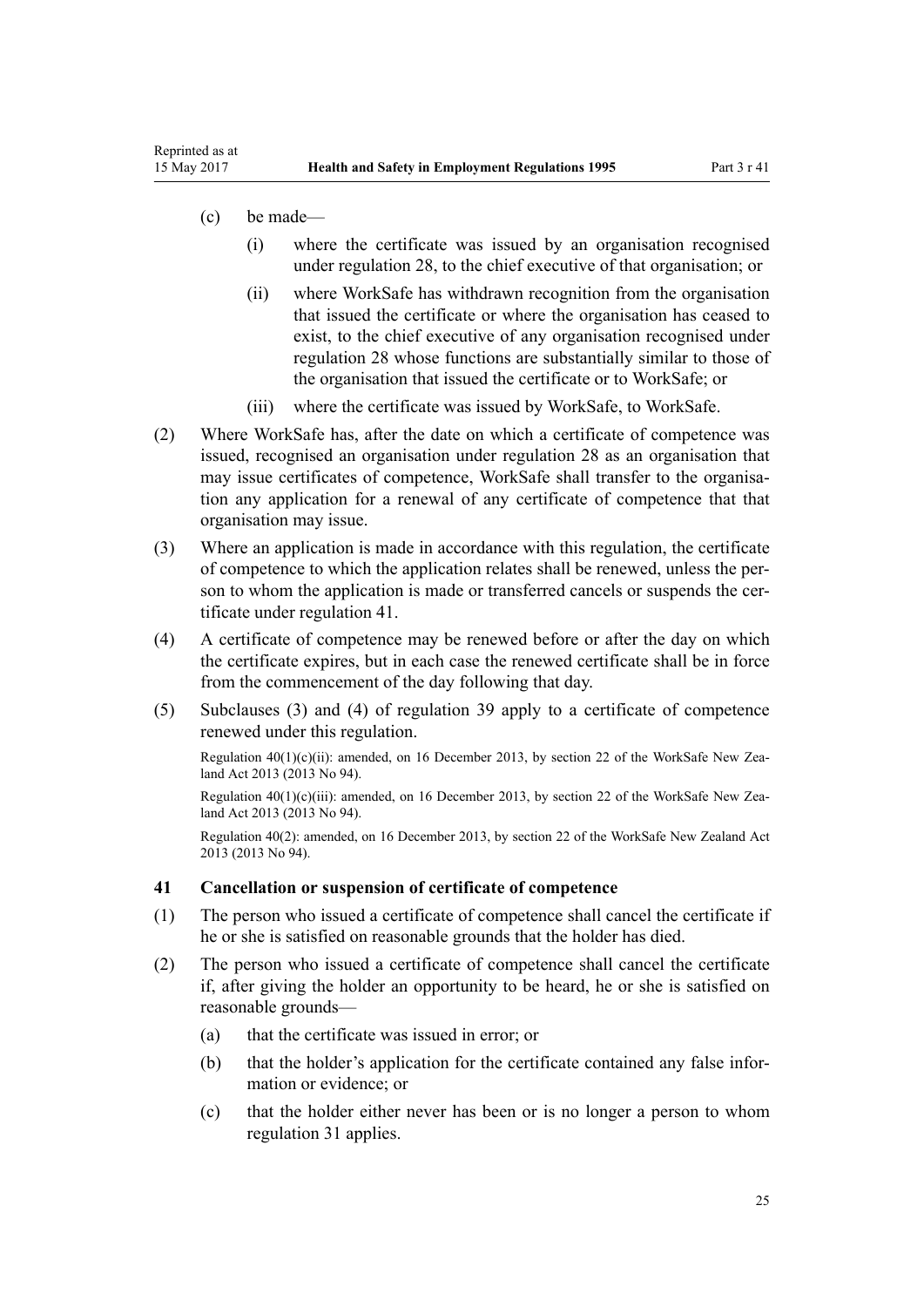(c) be made—

(i) where the certificate was issued by an organisation recognised under regulation 28, to the chief executive of that organisation; or

(ii) where WorkSafe has withdrawn recognition from the organisation that issued the certificate or where the organisation has ceased to exist, to the chief executive of any organisation recognised under regulation 28 whose functions are substantially similar to those of the organisation that issued the certificate or to WorkSafe; or

(iii) where the certificate was issued by WorkSafe, to WorkSafe.

(2) Where WorkSafe has, after the date on which a certificate of competence was issued, recognised an organisation under regulation 28 as an organisation that may issue certificates of competence, WorkSafe shall transfer to the organisation any application for a renewal of any certificate of competence that that organisation may issue.

(3) Where an application is made in accordance with this regulation, the certificate of competence to which the application relates shall be renewed, unless the person to whom the application is made or transferred cancels or suspends the certificate under regulation 41.

(4) A certificate of competence may be renewed before or after the day on which the certificate expires, but in each case the renewed certificate shall be in force from the commencement of the day following that day.

(5) Subclauses (3) and (4) of regulation 39 apply to a certificate of competence renewed under this regulation.

Regulation 40(1)(c)(ii): amended, on 16 December 2013, by section 22 of the WorkSafe New Zealand Act 2013 (2013 No 94).

Regulation 40(1)(c)(iii): amended, on 16 December 2013, by section 22 of the WorkSafe New Zealand Act 2013 (2013 No 94).

Regulation 40(2): amended, on 16 December 2013, by section 22 of the WorkSafe New Zealand Act 2013 (2013 No 94).

### 41 Cancellation or suspension of certificate of competence

(1) The person who issued a certificate of competence shall cancel the certificate if he or she is satisfied on reasonable grounds that the holder has died.

(2) The person who issued a certificate of competence shall cancel the certificate if, after giving the holder an opportunity to be heard, he or she is satisfied on reasonable grounds—

(a) that the certificate was issued in error; or

(b) that the holder's application for the certificate contained any false information or evidence; or

(c) that the holder either never has been or is no longer a person to whom regulation 31 applies.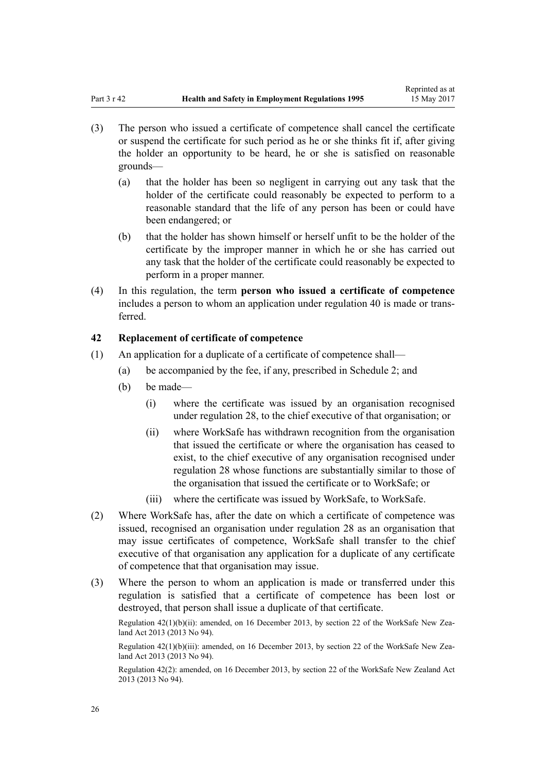(3) The person who issued a certificate of competence shall cancel the certificate or suspend the certificate for such period as he or she thinks fit if, after giving the holder an opportunity to be heard, he or she is satisfied on reasonable grounds—

  (a) that the holder has been so negligent in carrying out any task that the holder of the certificate could reasonably be expected to perform to a reasonable standard that the life of any person has been or could have been endangered; or

  (b) that the holder has shown himself or herself unfit to be the holder of the certificate by the improper manner in which he or she has carried out any task that the holder of the certificate could reasonably be expected to perform in a proper manner.

(4) In this regulation, the term **person who issued a certificate of competence** includes a person to whom an application under regulation 40 is made or transferred.

### 42 Replacement of certificate of competence

(1) An application for a duplicate of a certificate of competence shall—

  (a) be accompanied by the fee, if any, prescribed in Schedule 2; and

  (b) be made—

    (i) where the certificate was issued by an organisation recognised under regulation 28, to the chief executive of that organisation; or

    (ii) where WorkSafe has withdrawn recognition from the organisation that issued the certificate or where the organisation has ceased to exist, to the chief executive of any organisation recognised under regulation 28 whose functions are substantially similar to those of the organisation that issued the certificate or to WorkSafe; or

    (iii) where the certificate was issued by WorkSafe, to WorkSafe.

(2) Where WorkSafe has, after the date on which a certificate of competence was issued, recognised an organisation under regulation 28 as an organisation that may issue certificates of competence, WorkSafe shall transfer to the chief executive of that organisation any application for a duplicate of any certificate of competence that that organisation may issue.

(3) Where the person to whom an application is made or transferred under this regulation is satisfied that a certificate of competence has been lost or destroyed, that person shall issue a duplicate of that certificate.

Regulation 42(1)(b)(ii): amended, on 16 December 2013, by section 22 of the WorkSafe New Zealand Act 2013 (2013 No 94).

Regulation 42(1)(b)(iii): amended, on 16 December 2013, by section 22 of the WorkSafe New Zealand Act 2013 (2013 No 94).

Regulation 42(2): amended, on 16 December 2013, by section 22 of the WorkSafe New Zealand Act 2013 (2013 No 94).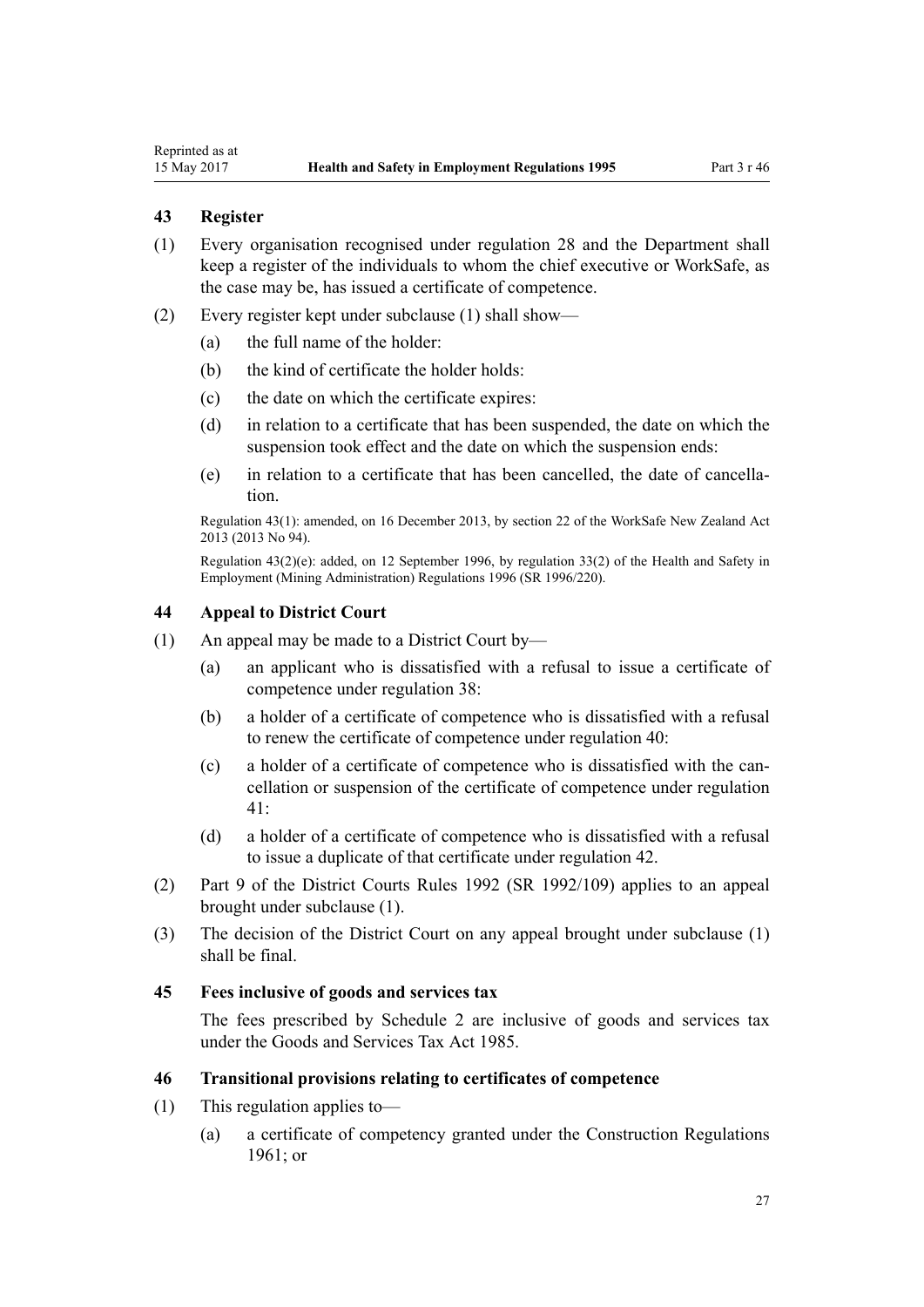### 43 Register

(1) Every organisation recognised under regulation 28 and the Department shall keep a register of the individuals to whom the chief executive or WorkSafe, as the case may be, has issued a certificate of competence.

(2) Every register kept under subclause (1) shall show—

(a) the full name of the holder:

(b) the kind of certificate the holder holds:

(c) the date on which the certificate expires:

(d) in relation to a certificate that has been suspended, the date on which the suspension took effect and the date on which the suspension ends:

(e) in relation to a certificate that has been cancelled, the date of cancellation.

Regulation 43(1): amended, on 16 December 2013, by section 22 of the WorkSafe New Zealand Act 2013 (2013 No 94).

Regulation 43(2)(e): added, on 12 September 1996, by regulation 33(2) of the Health and Safety in Employment (Mining Administration) Regulations 1996 (SR 1996/220).

### 44 Appeal to District Court

(1) An appeal may be made to a District Court by—

(a) an applicant who is dissatisfied with a refusal to issue a certificate of competence under regulation 38:

(b) a holder of a certificate of competence who is dissatisfied with a refusal to renew the certificate of competence under regulation 40:

(c) a holder of a certificate of competence who is dissatisfied with the cancellation or suspension of the certificate of competence under regulation 41:

(d) a holder of a certificate of competence who is dissatisfied with a refusal to issue a duplicate of that certificate under regulation 42.

(2) Part 9 of the District Courts Rules 1992 (SR 1992/109) applies to an appeal brought under subclause (1).

(3) The decision of the District Court on any appeal brought under subclause (1) shall be final.

### 45 Fees inclusive of goods and services tax

The fees prescribed by Schedule 2 are inclusive of goods and services tax under the Goods and Services Tax Act 1985.

### 46 Transitional provisions relating to certificates of competence

(1) This regulation applies to—

(a) a certificate of competency granted under the Construction Regulations 1961; or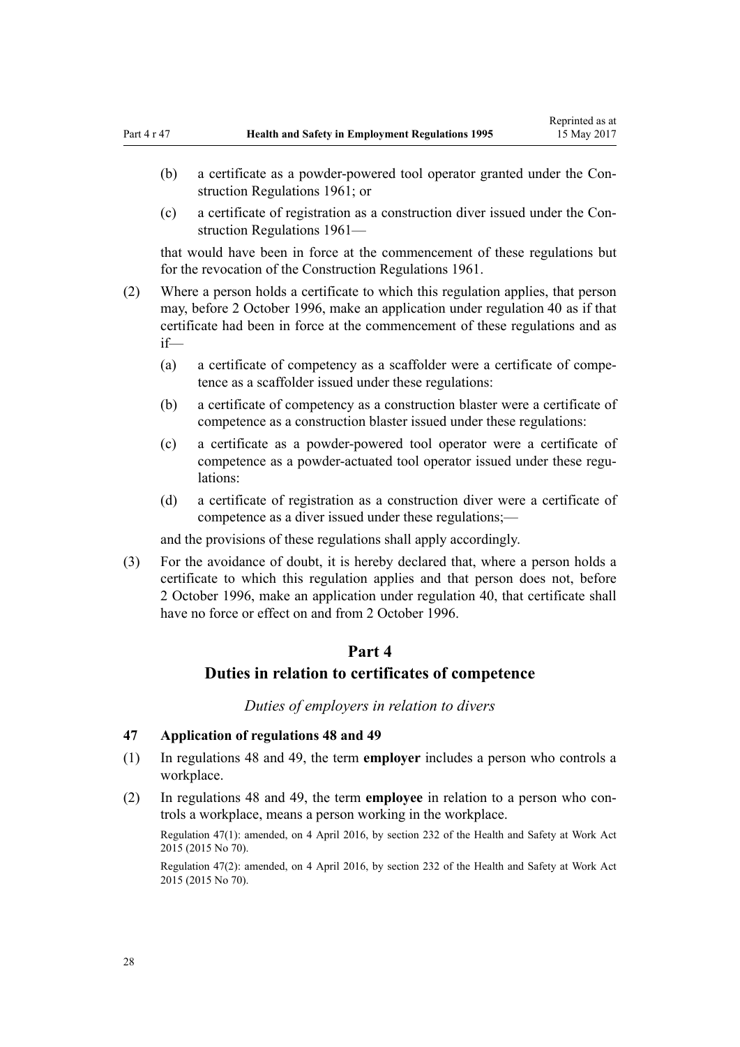(b) a certificate as a powder-powered tool operator granted under the Construction Regulations 1961; or

(c) a certificate of registration as a construction diver issued under the Construction Regulations 1961—

that would have been in force at the commencement of these regulations but for the revocation of the Construction Regulations 1961.

(2) Where a person holds a certificate to which this regulation applies, that person may, before 2 October 1996, make an application under regulation 40 as if that certificate had been in force at the commencement of these regulations and as if—

(a) a certificate of competency as a scaffolder were a certificate of competence as a scaffolder issued under these regulations:

(b) a certificate of competency as a construction blaster were a certificate of competence as a construction blaster issued under these regulations:

(c) a certificate as a powder-powered tool operator were a certificate of competence as a powder-actuated tool operator issued under these regulations:

(d) a certificate of registration as a construction diver were a certificate of competence as a diver issued under these regulations;—

and the provisions of these regulations shall apply accordingly.

(3) For the avoidance of doubt, it is hereby declared that, where a person holds a certificate to which this regulation applies and that person does not, before 2 October 1996, make an application under regulation 40, that certificate shall have no force or effect on and from 2 October 1996.

# Part 4
# Duties in relation to certificates of competence

*Duties of employers in relation to divers*

### 47 Application of regulations 48 and 49

(1) In regulations 48 and 49, the term **employer** includes a person who controls a workplace.

(2) In regulations 48 and 49, the term **employee** in relation to a person who controls a workplace, means a person working in the workplace.

Regulation 47(1): amended, on 4 April 2016, by section 232 of the Health and Safety at Work Act 2015 (2015 No 70).

Regulation 47(2): amended, on 4 April 2016, by section 232 of the Health and Safety at Work Act 2015 (2015 No 70).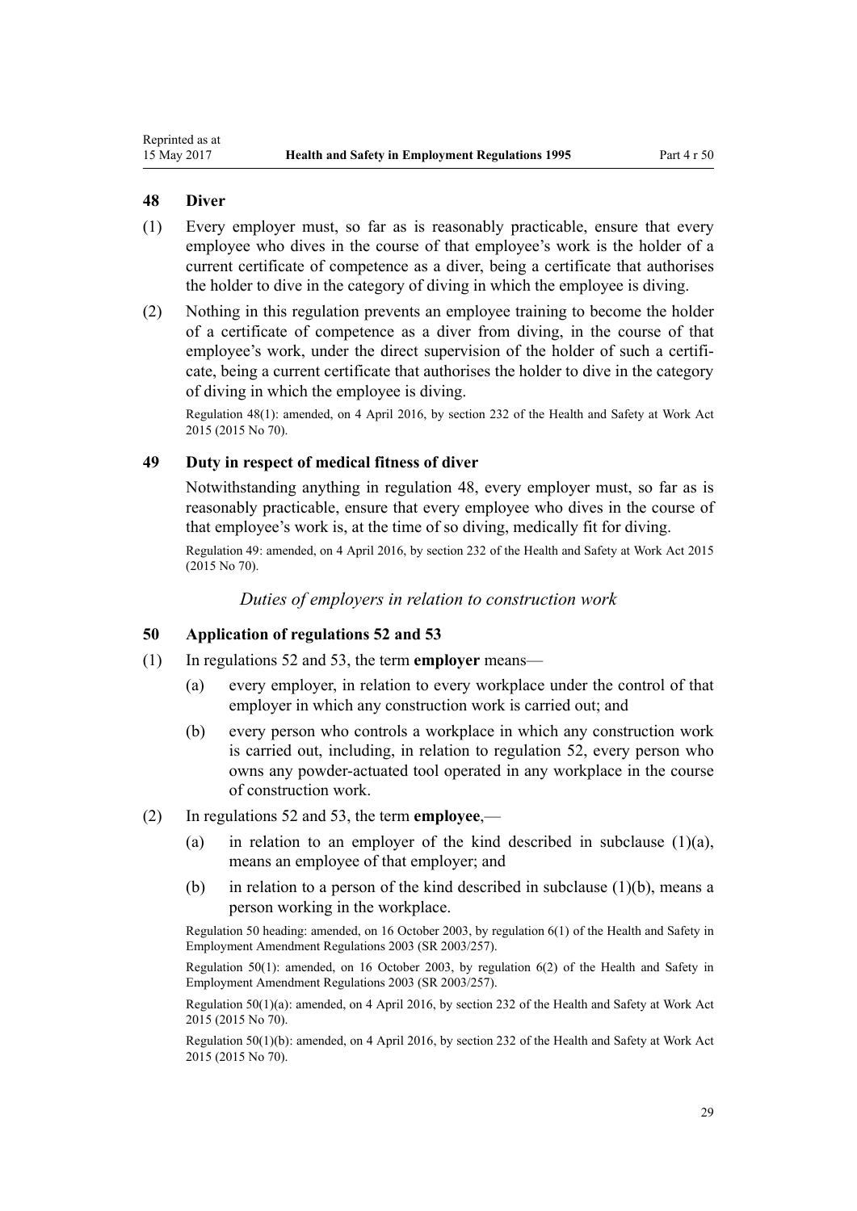### 48 Diver

(1) Every employer must, so far as is reasonably practicable, ensure that every employee who dives in the course of that employee's work is the holder of a current certificate of competence as a diver, being a certificate that authorises the holder to dive in the category of diving in which the employee is diving.

(2) Nothing in this regulation prevents an employee training to become the holder of a certificate of competence as a diver from diving, in the course of that employee's work, under the direct supervision of the holder of such a certificate, being a current certificate that authorises the holder to dive in the category of diving in which the employee is diving.

Regulation 48(1): amended, on 4 April 2016, by section 232 of the Health and Safety at Work Act 2015 (2015 No 70).

### 49 Duty in respect of medical fitness of diver

Notwithstanding anything in regulation 48, every employer must, so far as is reasonably practicable, ensure that every employee who dives in the course of that employee's work is, at the time of so diving, medically fit for diving.

Regulation 49: amended, on 4 April 2016, by section 232 of the Health and Safety at Work Act 2015 (2015 No 70).

*Duties of employers in relation to construction work*

### 50 Application of regulations 52 and 53

(1) In regulations 52 and 53, the term **employer** means—

- (a) every employer, in relation to every workplace under the control of that employer in which any construction work is carried out; and
- (b) every person who controls a workplace in which any construction work is carried out, including, in relation to regulation 52, every person who owns any powder-actuated tool operated in any workplace in the course of construction work.

(2) In regulations 52 and 53, the term **employee**,—

- (a) in relation to an employer of the kind described in subclause (1)(a), means an employee of that employer; and
- (b) in relation to a person of the kind described in subclause (1)(b), means a person working in the workplace.

Regulation 50 heading: amended, on 16 October 2003, by regulation 6(1) of the Health and Safety in Employment Amendment Regulations 2003 (SR 2003/257).

Regulation 50(1): amended, on 16 October 2003, by regulation 6(2) of the Health and Safety in Employment Amendment Regulations 2003 (SR 2003/257).

Regulation 50(1)(a): amended, on 4 April 2016, by section 232 of the Health and Safety at Work Act 2015 (2015 No 70).

Regulation 50(1)(b): amended, on 4 April 2016, by section 232 of the Health and Safety at Work Act 2015 (2015 No 70).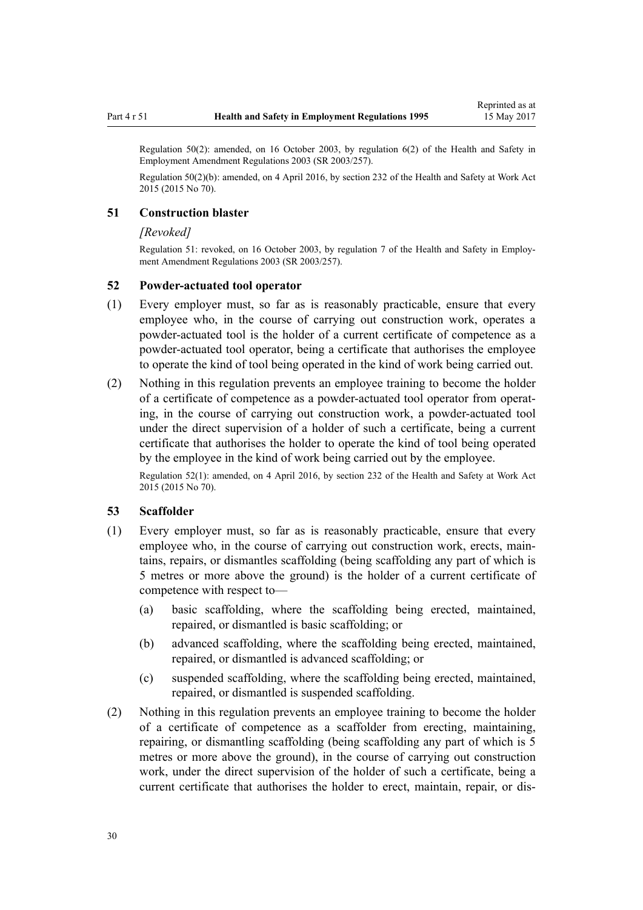Regulation 50(2): amended, on 16 October 2003, by regulation 6(2) of the Health and Safety in Employment Amendment Regulations 2003 (SR 2003/257).

Regulation 50(2)(b): amended, on 4 April 2016, by section 232 of the Health and Safety at Work Act 2015 (2015 No 70).

## 51 Construction blaster

*[Revoked]*

Regulation 51: revoked, on 16 October 2003, by regulation 7 of the Health and Safety in Employment Amendment Regulations 2003 (SR 2003/257).

## 52 Powder-actuated tool operator

(1) Every employer must, so far as is reasonably practicable, ensure that every employee who, in the course of carrying out construction work, operates a powder-actuated tool is the holder of a current certificate of competence as a powder-actuated tool operator, being a certificate that authorises the employee to operate the kind of tool being operated in the kind of work being carried out.

(2) Nothing in this regulation prevents an employee training to become the holder of a certificate of competence as a powder-actuated tool operator from operating, in the course of carrying out construction work, a powder-actuated tool under the direct supervision of a holder of such a certificate, being a current certificate that authorises the holder to operate the kind of tool being operated by the employee in the kind of work being carried out by the employee.

Regulation 52(1): amended, on 4 April 2016, by section 232 of the Health and Safety at Work Act 2015 (2015 No 70).

## 53 Scaffolder

(1) Every employer must, so far as is reasonably practicable, ensure that every employee who, in the course of carrying out construction work, erects, maintains, repairs, or dismantles scaffolding (being scaffolding any part of which is 5 metres or more above the ground) is the holder of a current certificate of competence with respect to—

  (a) basic scaffolding, where the scaffolding being erected, maintained, repaired, or dismantled is basic scaffolding; or

  (b) advanced scaffolding, where the scaffolding being erected, maintained, repaired, or dismantled is advanced scaffolding; or

  (c) suspended scaffolding, where the scaffolding being erected, maintained, repaired, or dismantled is suspended scaffolding.

(2) Nothing in this regulation prevents an employee training to become the holder of a certificate of competence as a scaffolder from erecting, maintaining, repairing, or dismantling scaffolding (being scaffolding any part of which is 5 metres or more above the ground), in the course of carrying out construction work, under the direct supervision of the holder of such a certificate, being a current certificate that authorises the holder to erect, maintain, repair, or dis-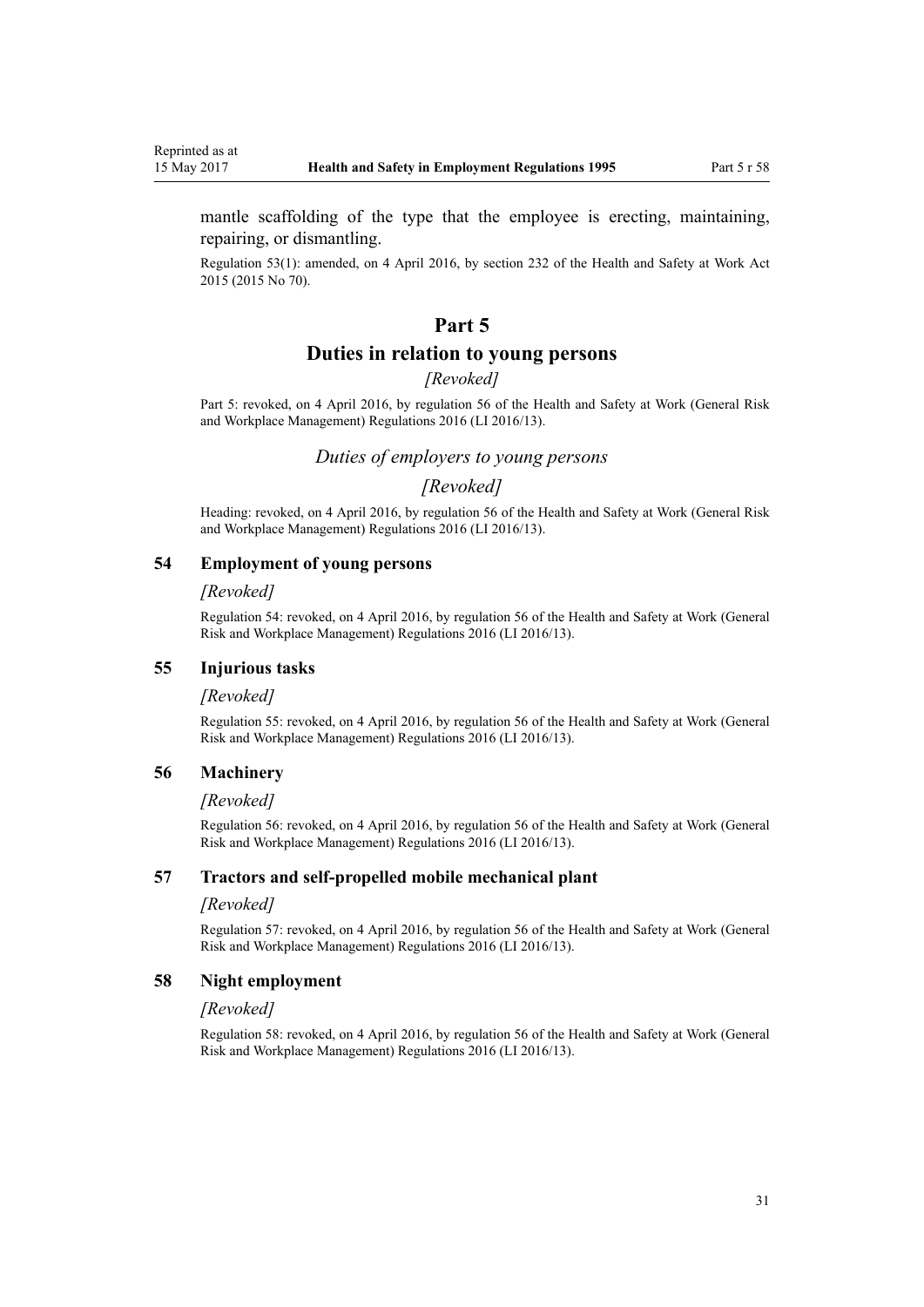mantle scaffolding of the type that the employee is erecting, maintaining, repairing, or dismantling.

Regulation 53(1): amended, on 4 April 2016, by section 232 of the Health and Safety at Work Act 2015 (2015 No 70).

# Part 5
# Duties in relation to young persons

*[Revoked]*

Part 5: revoked, on 4 April 2016, by regulation 56 of the Health and Safety at Work (General Risk and Workplace Management) Regulations 2016 (LI 2016/13).

## *Duties of employers to young persons*

*[Revoked]*

Heading: revoked, on 4 April 2016, by regulation 56 of the Health and Safety at Work (General Risk and Workplace Management) Regulations 2016 (LI 2016/13).

### 54 Employment of young persons

*[Revoked]*

Regulation 54: revoked, on 4 April 2016, by regulation 56 of the Health and Safety at Work (General Risk and Workplace Management) Regulations 2016 (LI 2016/13).

### 55 Injurious tasks

*[Revoked]*

Regulation 55: revoked, on 4 April 2016, by regulation 56 of the Health and Safety at Work (General Risk and Workplace Management) Regulations 2016 (LI 2016/13).

### 56 Machinery

*[Revoked]*

Regulation 56: revoked, on 4 April 2016, by regulation 56 of the Health and Safety at Work (General Risk and Workplace Management) Regulations 2016 (LI 2016/13).

### 57 Tractors and self-propelled mobile mechanical plant

*[Revoked]*

Regulation 57: revoked, on 4 April 2016, by regulation 56 of the Health and Safety at Work (General Risk and Workplace Management) Regulations 2016 (LI 2016/13).

### 58 Night employment

*[Revoked]*

Regulation 58: revoked, on 4 April 2016, by regulation 56 of the Health and Safety at Work (General Risk and Workplace Management) Regulations 2016 (LI 2016/13).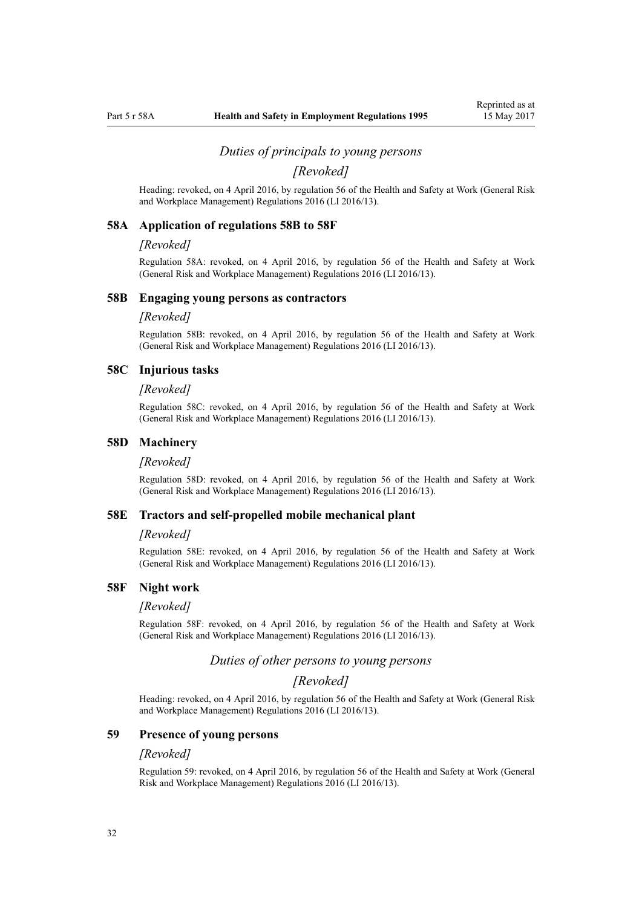*Duties of principals to young persons*

*[Revoked]*

Heading: revoked, on 4 April 2016, by regulation 56 of the Health and Safety at Work (General Risk and Workplace Management) Regulations 2016 (LI 2016/13).

### 58A Application of regulations 58B to 58F

*[Revoked]*

Regulation 58A: revoked, on 4 April 2016, by regulation 56 of the Health and Safety at Work (General Risk and Workplace Management) Regulations 2016 (LI 2016/13).

### 58B Engaging young persons as contractors

*[Revoked]*

Regulation 58B: revoked, on 4 April 2016, by regulation 56 of the Health and Safety at Work (General Risk and Workplace Management) Regulations 2016 (LI 2016/13).

### 58C Injurious tasks

*[Revoked]*

Regulation 58C: revoked, on 4 April 2016, by regulation 56 of the Health and Safety at Work (General Risk and Workplace Management) Regulations 2016 (LI 2016/13).

### 58D Machinery

*[Revoked]*

Regulation 58D: revoked, on 4 April 2016, by regulation 56 of the Health and Safety at Work (General Risk and Workplace Management) Regulations 2016 (LI 2016/13).

### 58E Tractors and self-propelled mobile mechanical plant

*[Revoked]*

Regulation 58E: revoked, on 4 April 2016, by regulation 56 of the Health and Safety at Work (General Risk and Workplace Management) Regulations 2016 (LI 2016/13).

### 58F Night work

*[Revoked]*

Regulation 58F: revoked, on 4 April 2016, by regulation 56 of the Health and Safety at Work (General Risk and Workplace Management) Regulations 2016 (LI 2016/13).

*Duties of other persons to young persons*

*[Revoked]*

Heading: revoked, on 4 April 2016, by regulation 56 of the Health and Safety at Work (General Risk and Workplace Management) Regulations 2016 (LI 2016/13).

### 59 Presence of young persons

*[Revoked]*

Regulation 59: revoked, on 4 April 2016, by regulation 56 of the Health and Safety at Work (General Risk and Workplace Management) Regulations 2016 (LI 2016/13).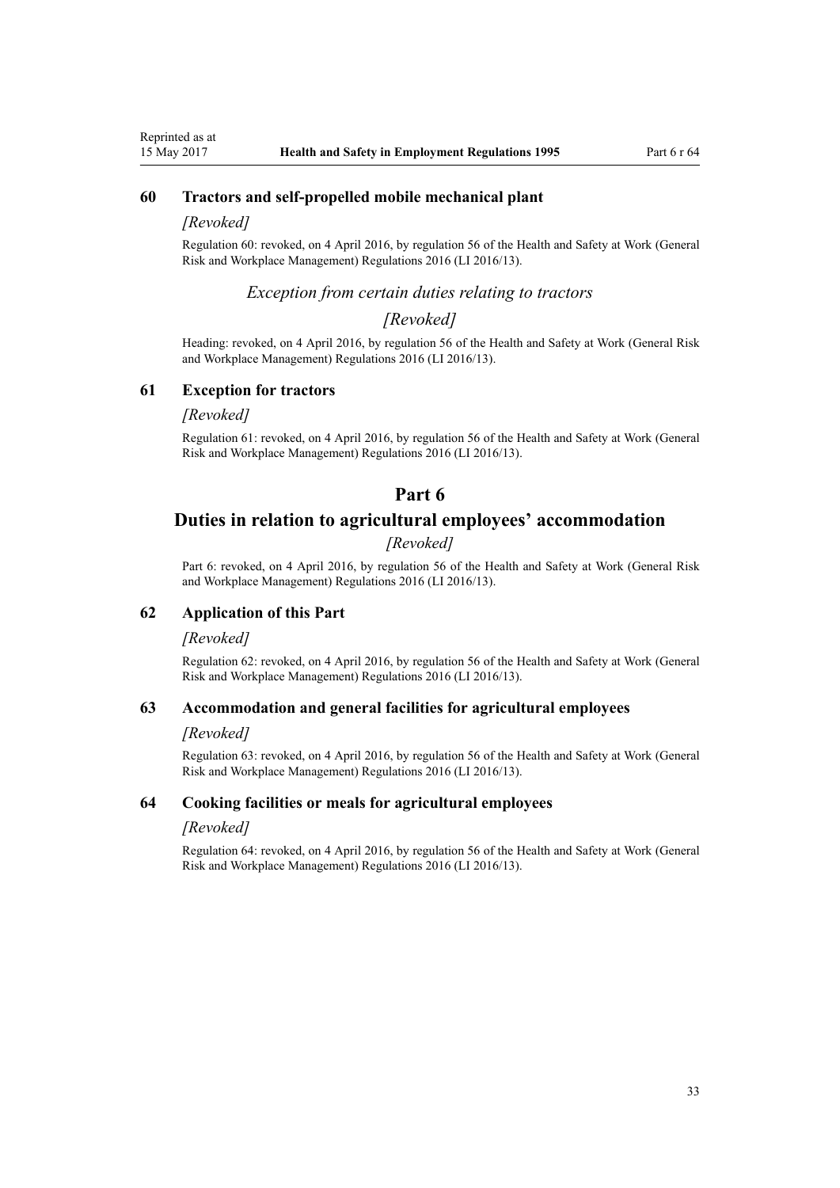### 60 Tractors and self-propelled mobile mechanical plant

*[Revoked]*

Regulation 60: revoked, on 4 April 2016, by regulation 56 of the Health and Safety at Work (General Risk and Workplace Management) Regulations 2016 (LI 2016/13).

*Exception from certain duties relating to tractors*

*[Revoked]*

Heading: revoked, on 4 April 2016, by regulation 56 of the Health and Safety at Work (General Risk and Workplace Management) Regulations 2016 (LI 2016/13).

### 61 Exception for tractors

*[Revoked]*

Regulation 61: revoked, on 4 April 2016, by regulation 56 of the Health and Safety at Work (General Risk and Workplace Management) Regulations 2016 (LI 2016/13).

## Part 6
## Duties in relation to agricultural employees' accommodation

*[Revoked]*

Part 6: revoked, on 4 April 2016, by regulation 56 of the Health and Safety at Work (General Risk and Workplace Management) Regulations 2016 (LI 2016/13).

### 62 Application of this Part

*[Revoked]*

Regulation 62: revoked, on 4 April 2016, by regulation 56 of the Health and Safety at Work (General Risk and Workplace Management) Regulations 2016 (LI 2016/13).

### 63 Accommodation and general facilities for agricultural employees

*[Revoked]*

Regulation 63: revoked, on 4 April 2016, by regulation 56 of the Health and Safety at Work (General Risk and Workplace Management) Regulations 2016 (LI 2016/13).

### 64 Cooking facilities or meals for agricultural employees

*[Revoked]*

Regulation 64: revoked, on 4 April 2016, by regulation 56 of the Health and Safety at Work (General Risk and Workplace Management) Regulations 2016 (LI 2016/13).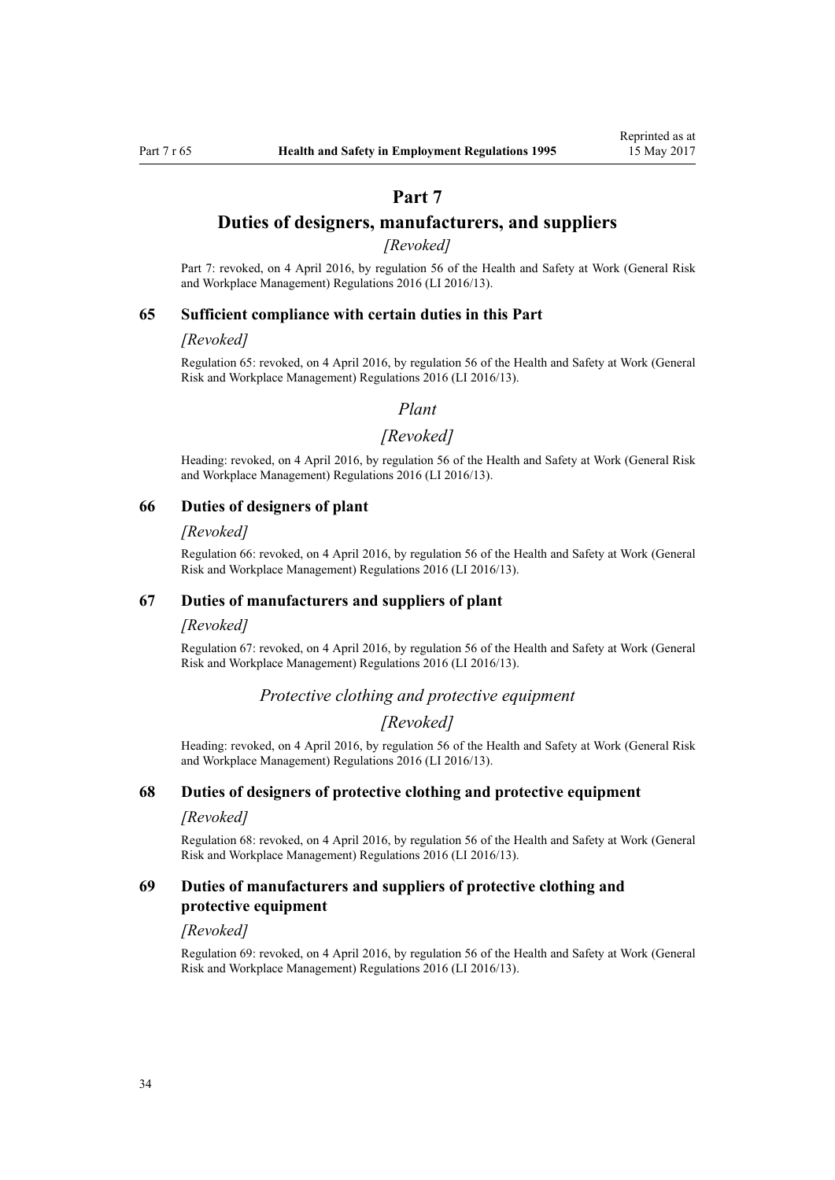# Part 7

# Duties of designers, manufacturers, and suppliers

*[Revoked]*

Part 7: revoked, on 4 April 2016, by regulation 56 of the Health and Safety at Work (General Risk and Workplace Management) Regulations 2016 (LI 2016/13).

### 65 Sufficient compliance with certain duties in this Part

*[Revoked]*

Regulation 65: revoked, on 4 April 2016, by regulation 56 of the Health and Safety at Work (General Risk and Workplace Management) Regulations 2016 (LI 2016/13).

## *Plant*

## *[Revoked]*

Heading: revoked, on 4 April 2016, by regulation 56 of the Health and Safety at Work (General Risk and Workplace Management) Regulations 2016 (LI 2016/13).

### 66 Duties of designers of plant

*[Revoked]*

Regulation 66: revoked, on 4 April 2016, by regulation 56 of the Health and Safety at Work (General Risk and Workplace Management) Regulations 2016 (LI 2016/13).

### 67 Duties of manufacturers and suppliers of plant

*[Revoked]*

Regulation 67: revoked, on 4 April 2016, by regulation 56 of the Health and Safety at Work (General Risk and Workplace Management) Regulations 2016 (LI 2016/13).

## *Protective clothing and protective equipment*

## *[Revoked]*

Heading: revoked, on 4 April 2016, by regulation 56 of the Health and Safety at Work (General Risk and Workplace Management) Regulations 2016 (LI 2016/13).

### 68 Duties of designers of protective clothing and protective equipment

*[Revoked]*

Regulation 68: revoked, on 4 April 2016, by regulation 56 of the Health and Safety at Work (General Risk and Workplace Management) Regulations 2016 (LI 2016/13).

### 69 Duties of manufacturers and suppliers of protective clothing and protective equipment

*[Revoked]*

Regulation 69: revoked, on 4 April 2016, by regulation 56 of the Health and Safety at Work (General Risk and Workplace Management) Regulations 2016 (LI 2016/13).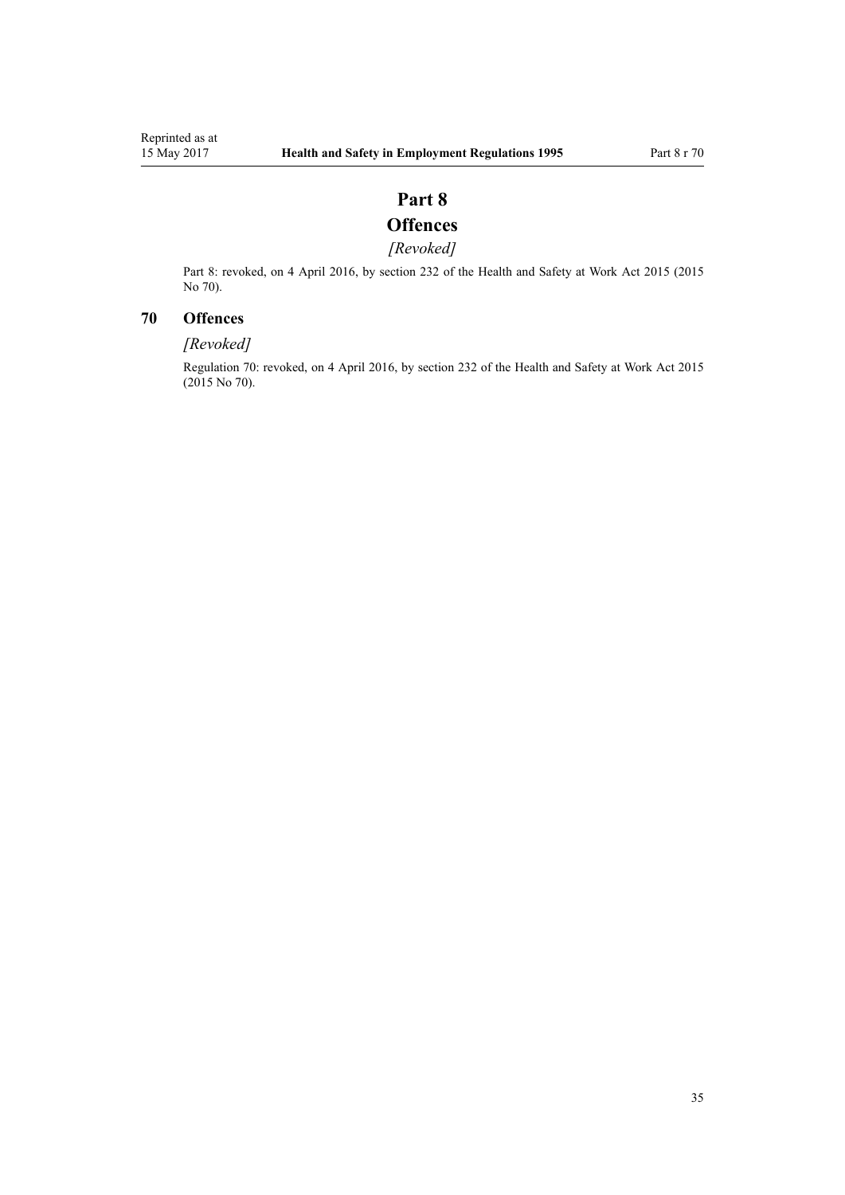# Part 8
# Offences

*[Revoked]*

Part 8: revoked, on 4 April 2016, by section 232 of the Health and Safety at Work Act 2015 (2015 No 70).

## 70 Offences

*[Revoked]*

Regulation 70: revoked, on 4 April 2016, by section 232 of the Health and Safety at Work Act 2015 (2015 No 70).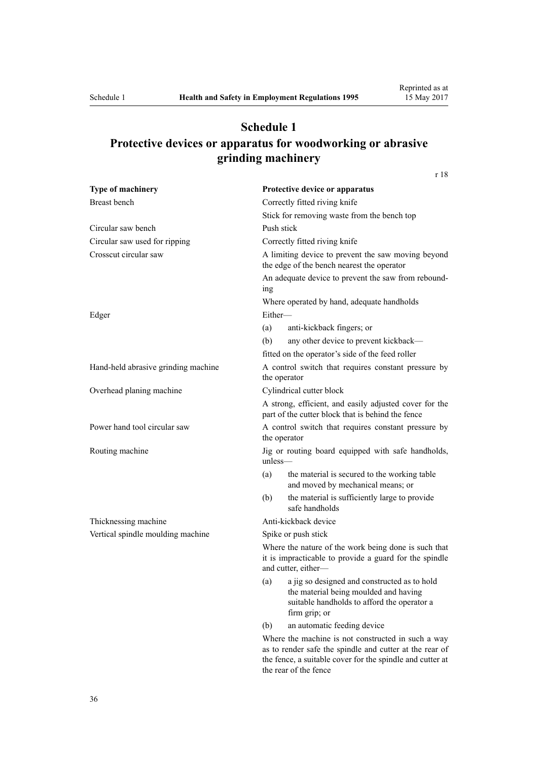# Schedule 1
## Protective devices or apparatus for woodworking or abrasive grinding machinery

r 18

| Type of machinery | Protective device or apparatus |
|---|---|
| Breast bench | Correctly fitted riving knife<br>Stick for removing waste from the bench top |
| Circular saw bench | Push stick |
| Circular saw used for ripping | Correctly fitted riving knife |
| Crosscut circular saw | A limiting device to prevent the saw moving beyond the edge of the bench nearest the operator<br>An adequate device to prevent the saw from rebounding<br>Where operated by hand, adequate handholds |
| Edger | Either—<br>(a) anti-kickback fingers; or<br>(b) any other device to prevent kickback—<br>fitted on the operator's side of the feed roller |
| Hand-held abrasive grinding machine | A control switch that requires constant pressure by the operator |
| Overhead planing machine | Cylindrical cutter block<br>A strong, efficient, and easily adjusted cover for the part of the cutter block that is behind the fence |
| Power hand tool circular saw | A control switch that requires constant pressure by the operator |
| Routing machine | Jig or routing board equipped with safe handholds, unless—<br>(a) the material is secured to the working table and moved by mechanical means; or<br>(b) the material is sufficiently large to provide safe handholds |
| Thicknessing machine | Anti-kickback device |
| Vertical spindle moulding machine | Spike or push stick<br>Where the nature of the work being done is such that it is impracticable to provide a guard for the spindle and cutter, either—<br>(a) a jig so designed and constructed as to hold the material being moulded and having suitable handholds to afford the operator a firm grip; or<br>(b) an automatic feeding device<br>Where the machine is not constructed in such a way as to render safe the spindle and cutter at the rear of the fence, a suitable cover for the spindle and cutter at the rear of the fence |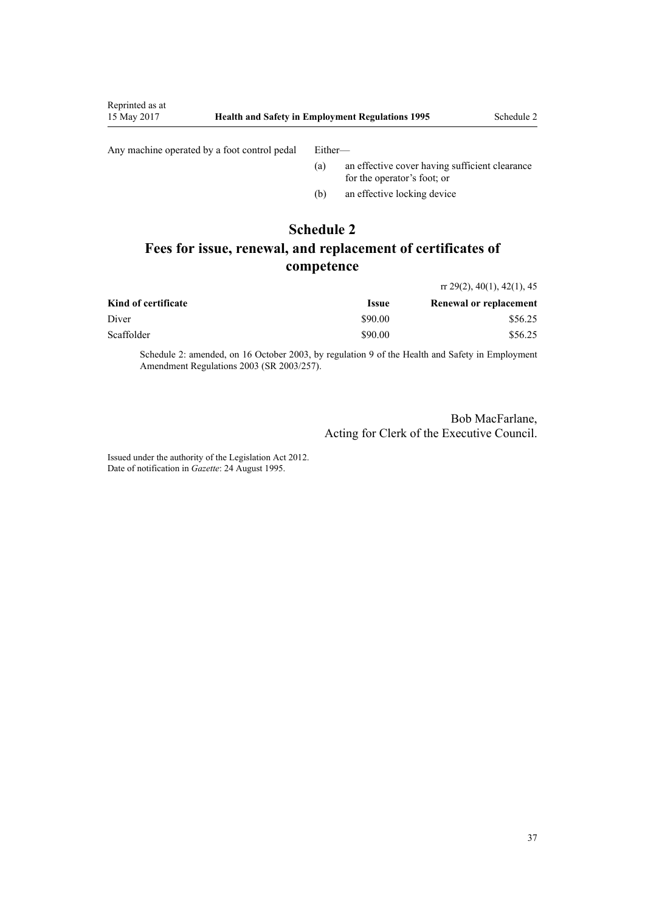| | |
|---|---|
| Any machine operated by a foot control pedal | Either—<br>(a) an effective cover having sufficient clearance for the operator's foot; or<br>(b) an effective locking device |

# Schedule 2
# Fees for issue, renewal, and replacement of certificates of competence

rr 29(2), 40(1), 42(1), 45

| Kind of certificate | Issue | Renewal or replacement |
|---|---|---|
| Diver | \$90.00 | \$56.25 |
| Scaffolder | \$90.00 | \$56.25 |

Schedule 2: amended, on 16 October 2003, by regulation 9 of the Health and Safety in Employment Amendment Regulations 2003 (SR 2003/257).

Bob MacFarlane,
Acting for Clerk of the Executive Council.

Issued under the authority of the Legislation Act 2012.
Date of notification in *Gazette*: 24 August 1995.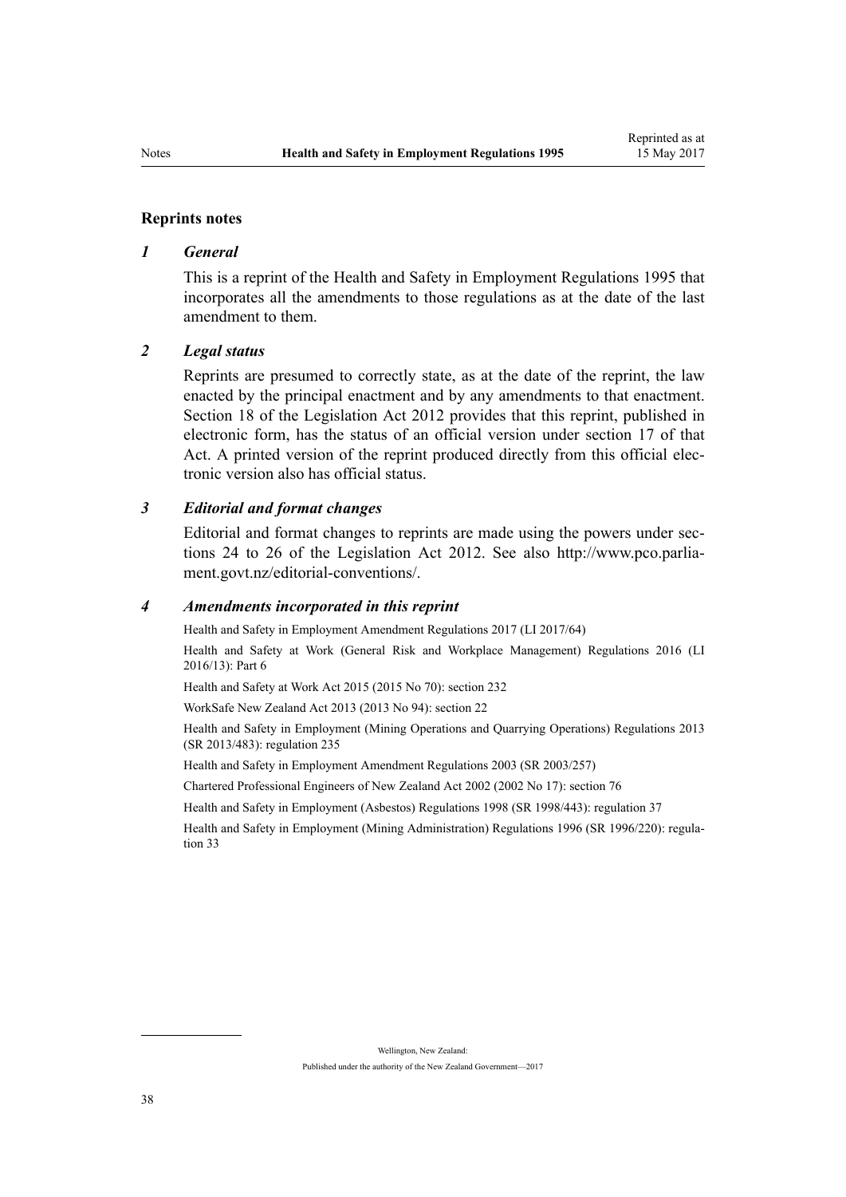## Reprints notes

### *1 General*

This is a reprint of the Health and Safety in Employment Regulations 1995 that incorporates all the amendments to those regulations as at the date of the last amendment to them.

### *2 Legal status*

Reprints are presumed to correctly state, as at the date of the reprint, the law enacted by the principal enactment and by any amendments to that enactment. Section 18 of the Legislation Act 2012 provides that this reprint, published in electronic form, has the status of an official version under section 17 of that Act. A printed version of the reprint produced directly from this official electronic version also has official status.

### *3 Editorial and format changes*

Editorial and format changes to reprints are made using the powers under sections 24 to 26 of the Legislation Act 2012. See also http://www.pco.parliament.govt.nz/editorial-conventions/.

### *4 Amendments incorporated in this reprint*

Health and Safety in Employment Amendment Regulations 2017 (LI 2017/64)

Health and Safety at Work (General Risk and Workplace Management) Regulations 2016 (LI 2016/13): Part 6

Health and Safety at Work Act 2015 (2015 No 70): section 232

WorkSafe New Zealand Act 2013 (2013 No 94): section 22

Health and Safety in Employment (Mining Operations and Quarrying Operations) Regulations 2013 (SR 2013/483): regulation 235

Health and Safety in Employment Amendment Regulations 2003 (SR 2003/257)

Chartered Professional Engineers of New Zealand Act 2002 (2002 No 17): section 76

Health and Safety in Employment (Asbestos) Regulations 1998 (SR 1998/443): regulation 37

Health and Safety in Employment (Mining Administration) Regulations 1996 (SR 1996/220): regulation 33

Wellington, New Zealand:

Published under the authority of the New Zealand Government—2017